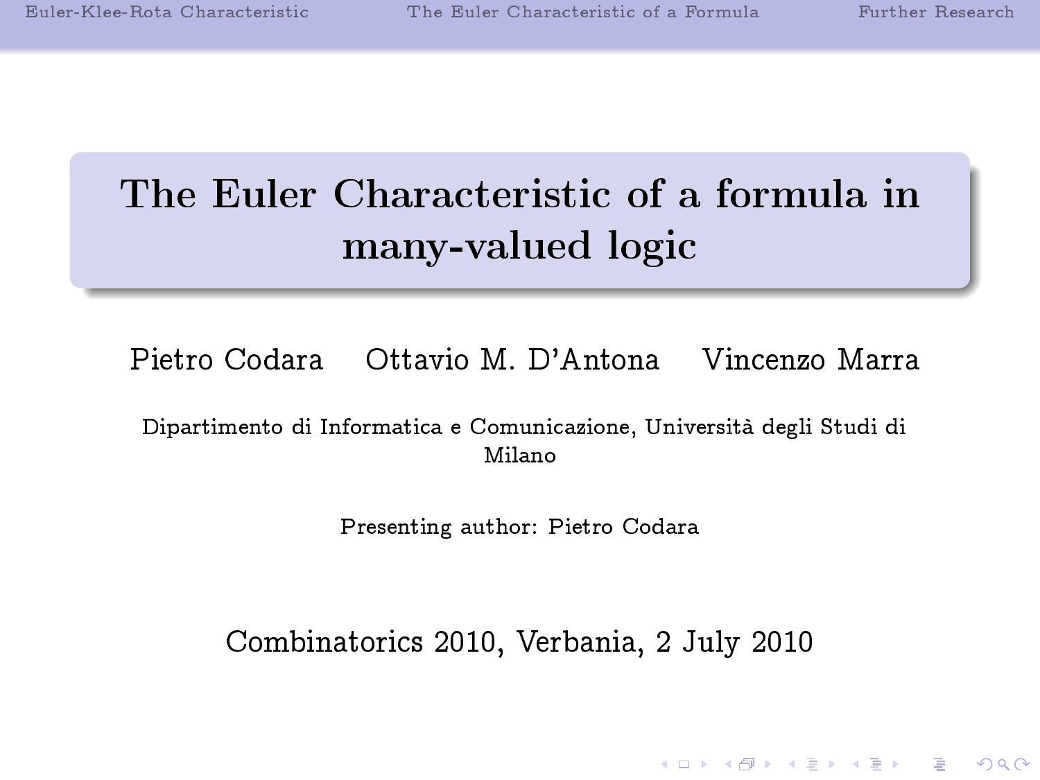# The Euler Characteristic of a formula in many-valued logic

Pietro Codara Ottavio M. D'Antona Vincenzo Marra

Dipartimento di Informatica e Comunicazione, Università degli Studi di Milano

Presenting author: Pietro Codara

Combinatorics 2010, Verbania, 2 July 2010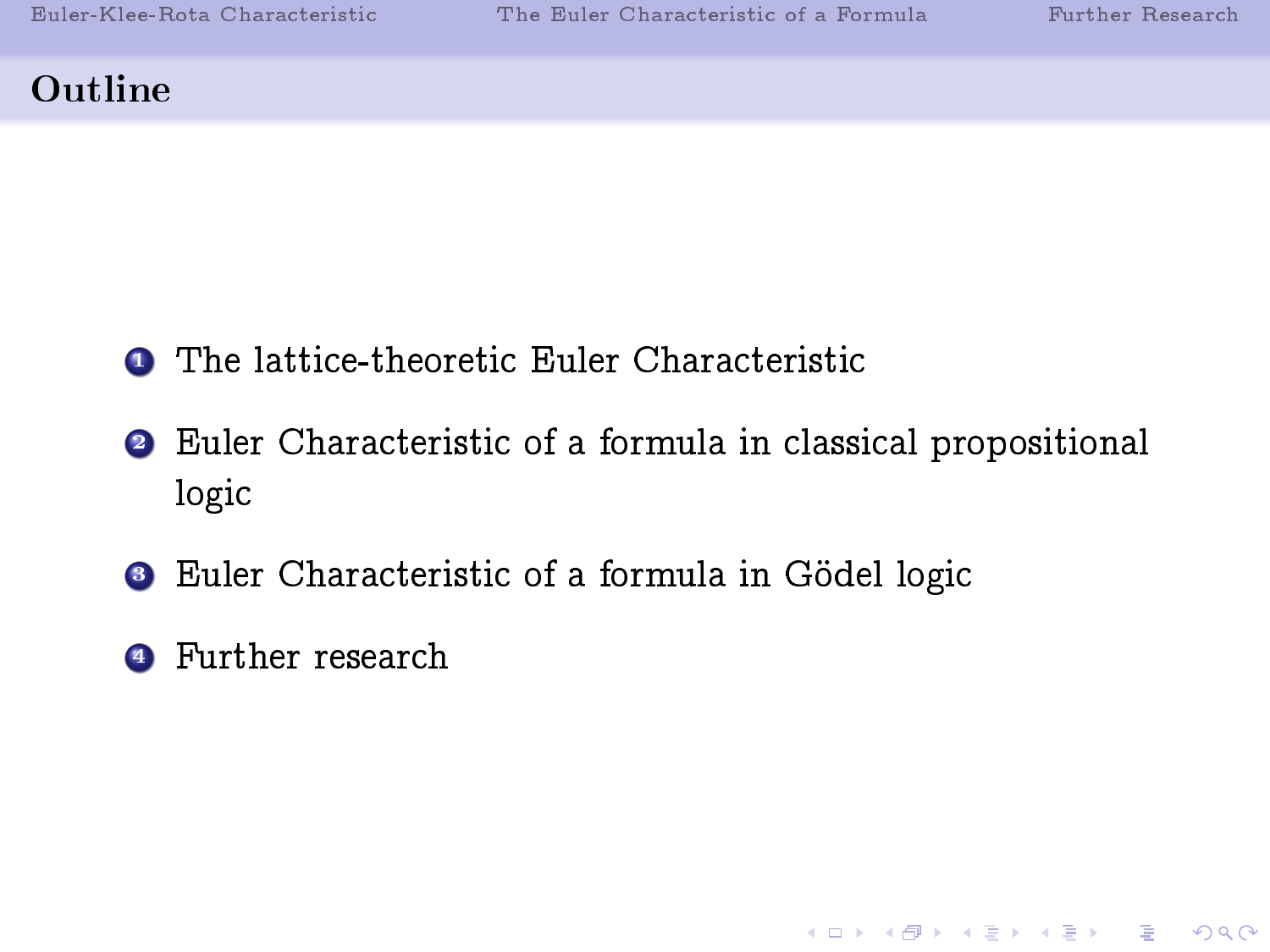# Outline

1. The lattice-theoretic Euler Characteristic
2. Euler Characteristic of a formula in classical propositional logic
3. Euler Characteristic of a formula in Gödel logic
4. Further research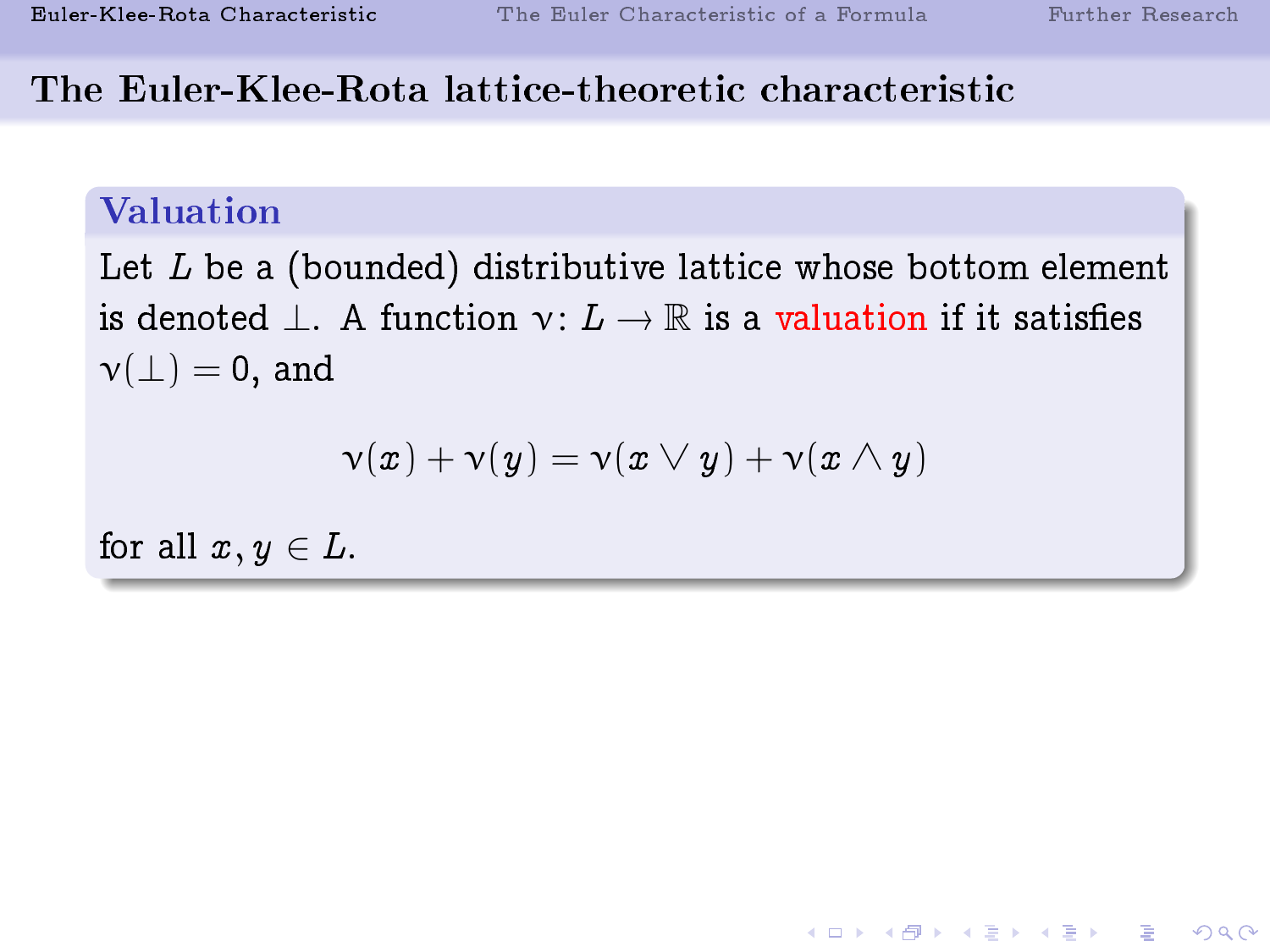## The Euler-Klee-Rota lattice-theoretic characteristic

### Valuation

Let $L$ be a (bounded) distributive lattice whose bottom element is denoted $\bot$. A function $\nu \colon L \to \mathbb{R}$ is a valuation if it satisfies $\nu(\bot) = 0$, and

$$\nu(x) + \nu(y) = \nu(x \vee y) + \nu(x \wedge y)$$

for all $x, y \in L$.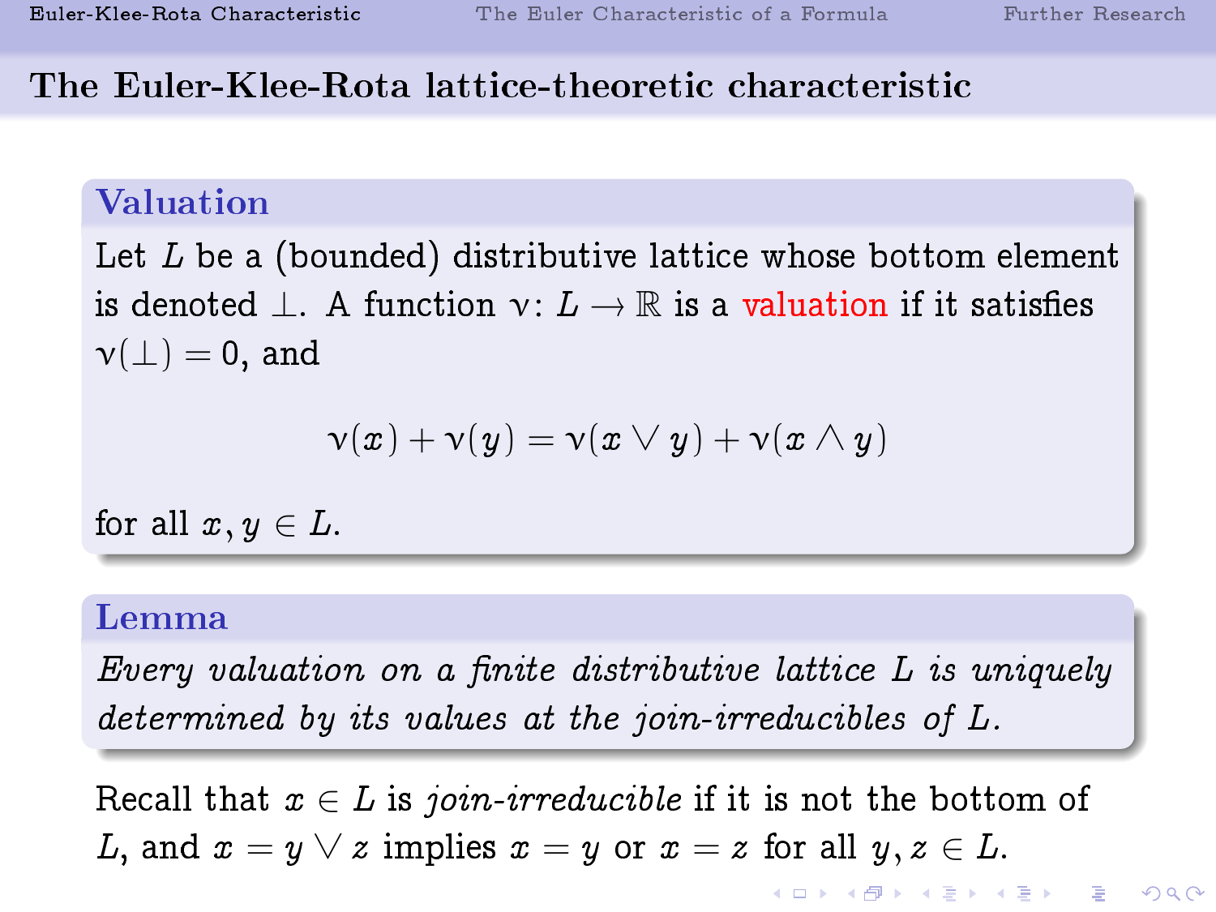## The Euler-Klee-Rota lattice-theoretic characteristic

**Valuation**

Let $L$ be a (bounded) distributive lattice whose bottom element is denoted $\perp$. A function $\nu \colon L \to \mathbb{R}$ is a valuation if it satisfies $\nu(\perp) = 0$, and

$$\nu(x) + \nu(y) = \nu(x \vee y) + \nu(x \wedge y)$$

for all $x, y \in L$.

**Lemma**

*Every valuation on a finite distributive lattice $L$ is uniquely determined by its values at the join-irreducibles of $L$.*

Recall that $x \in L$ is *join-irreducible* if it is not the bottom of $L$, and $x = y \vee z$ implies $x = y$ or $x = z$ for all $y, z \in L$.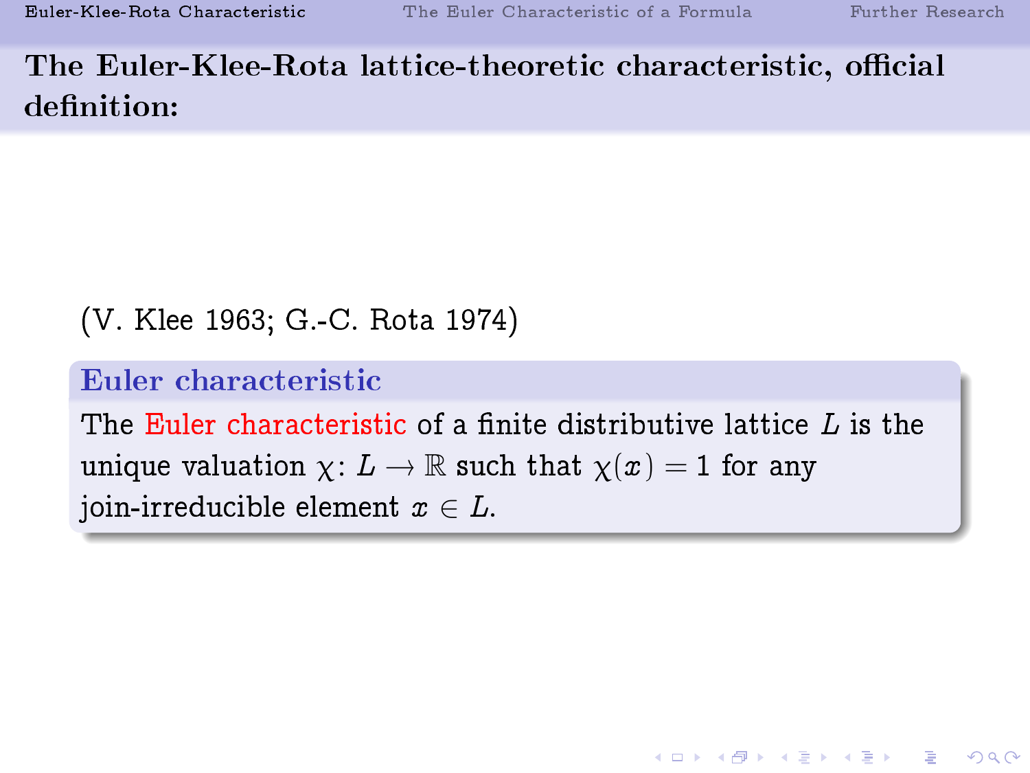## The Euler-Klee-Rota lattice-theoretic characteristic, official definition:

(V. Klee 1963; G.-C. Rota 1974)

### Euler characteristic

The Euler characteristic of a finite distributive lattice $L$ is the unique valuation $\chi\colon L \to \mathbb{R}$ such that $\chi(x) = 1$ for any join-irreducible element $x \in L$.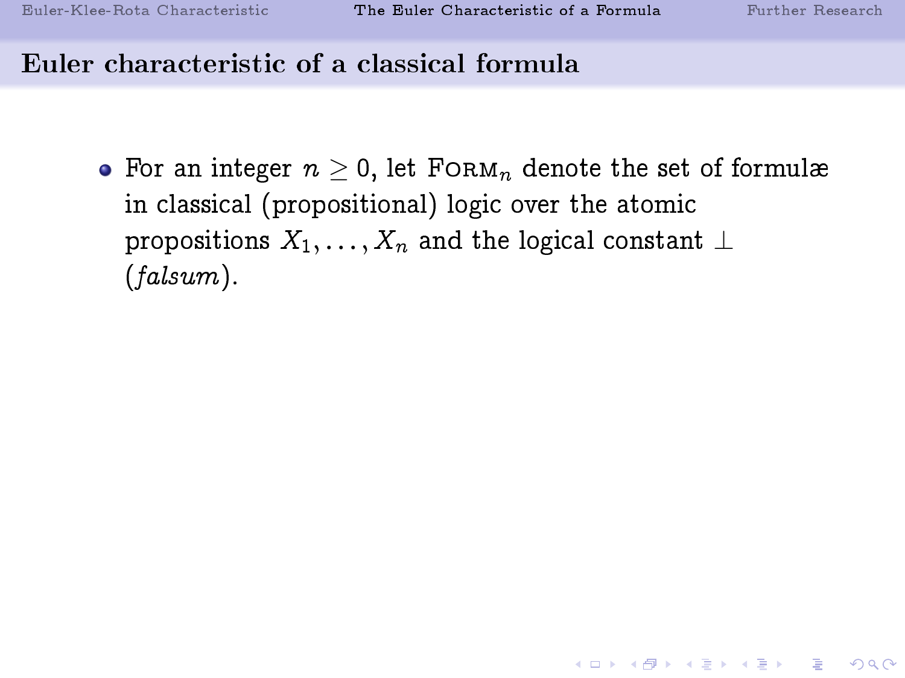## Euler characteristic of a classical formula

- For an integer $n \geq 0$, let $\textsc{Form}_n$ denote the set of formulæ in classical (propositional) logic over the atomic propositions $X_1, \ldots, X_n$ and the logical constant $\perp$ (*falsum*).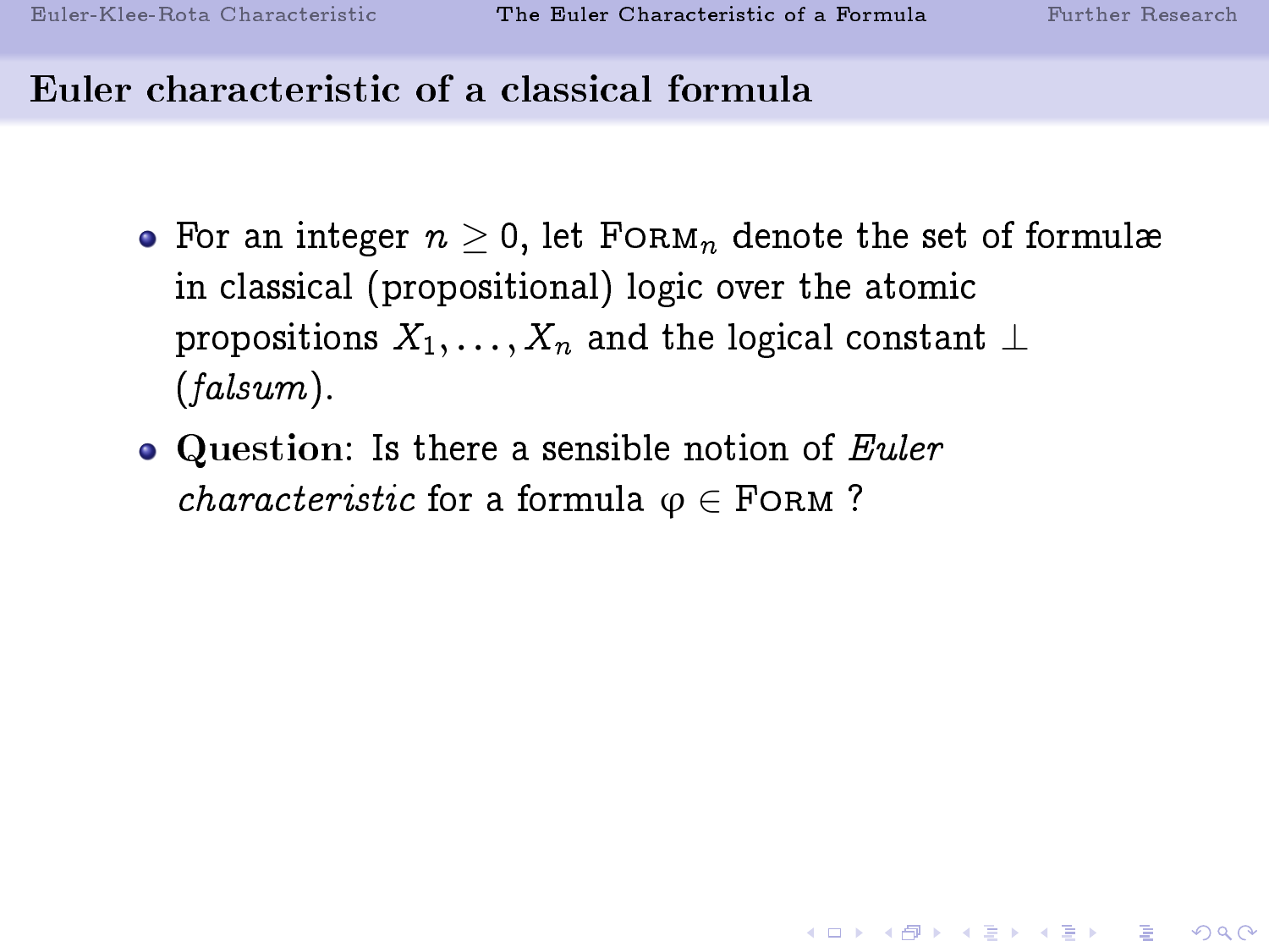## Euler characteristic of a classical formula

- For an integer $n \geq 0$, let $\textsc{Form}_n$ denote the set of formulæ in classical (propositional) logic over the atomic propositions $X_1, \ldots, X_n$ and the logical constant $\bot$ (*falsum*).
- **Question**: Is there a sensible notion of *Euler characteristic* for a formula $\varphi \in \textsc{Form}$ ?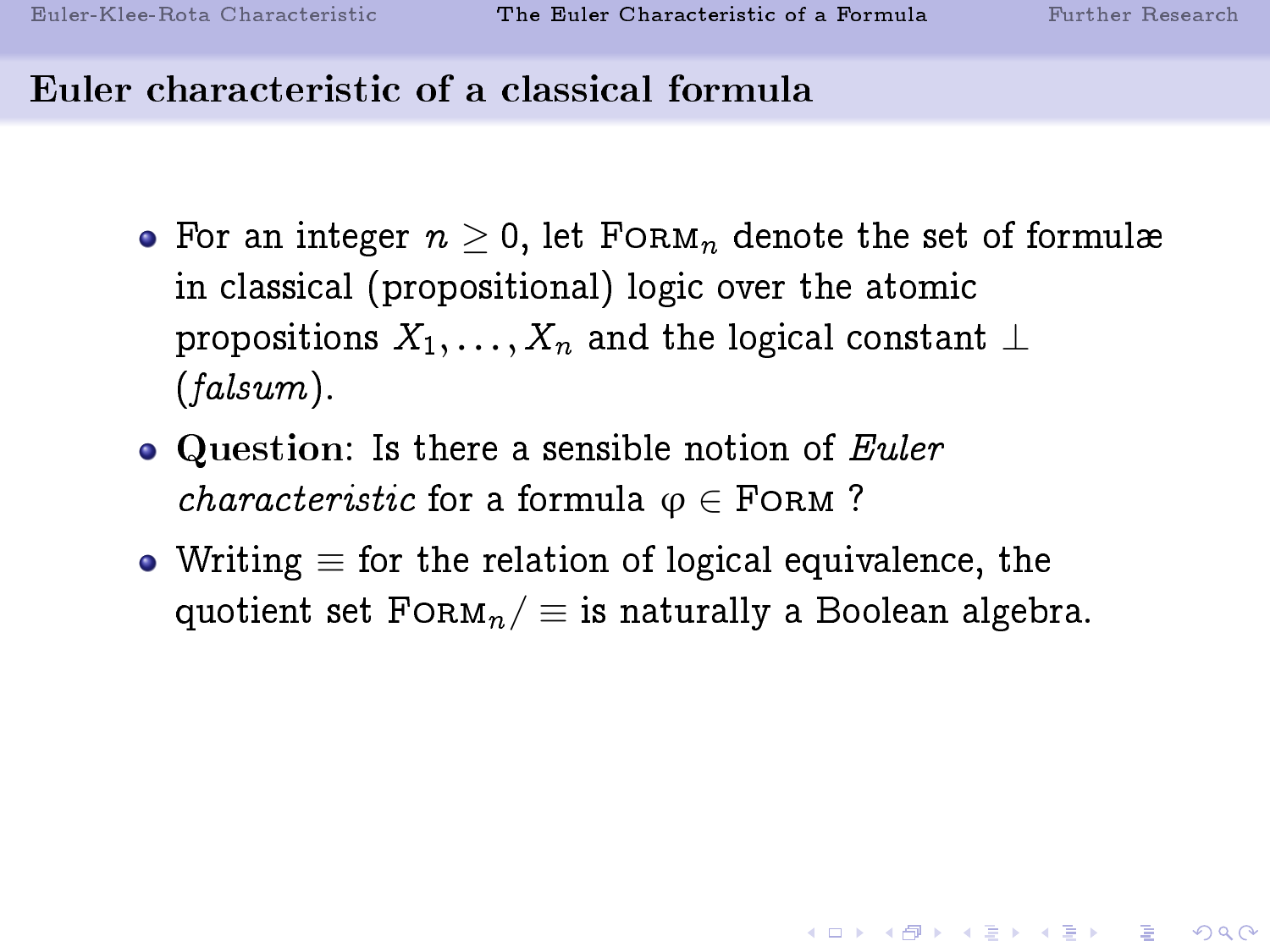## Euler characteristic of a classical formula

- For an integer $n \geq 0$, let $\textsc{Form}_n$ denote the set of formulæ in classical (propositional) logic over the atomic propositions $X_1, \ldots, X_n$ and the logical constant $\bot$ (*falsum*).
- **Question**: Is there a sensible notion of *Euler characteristic* for a formula $\varphi \in \textsc{Form}$ ?
- Writing $\equiv$ for the relation of logical equivalence, the quotient set $\textsc{Form}_n/\equiv$ is naturally a Boolean algebra.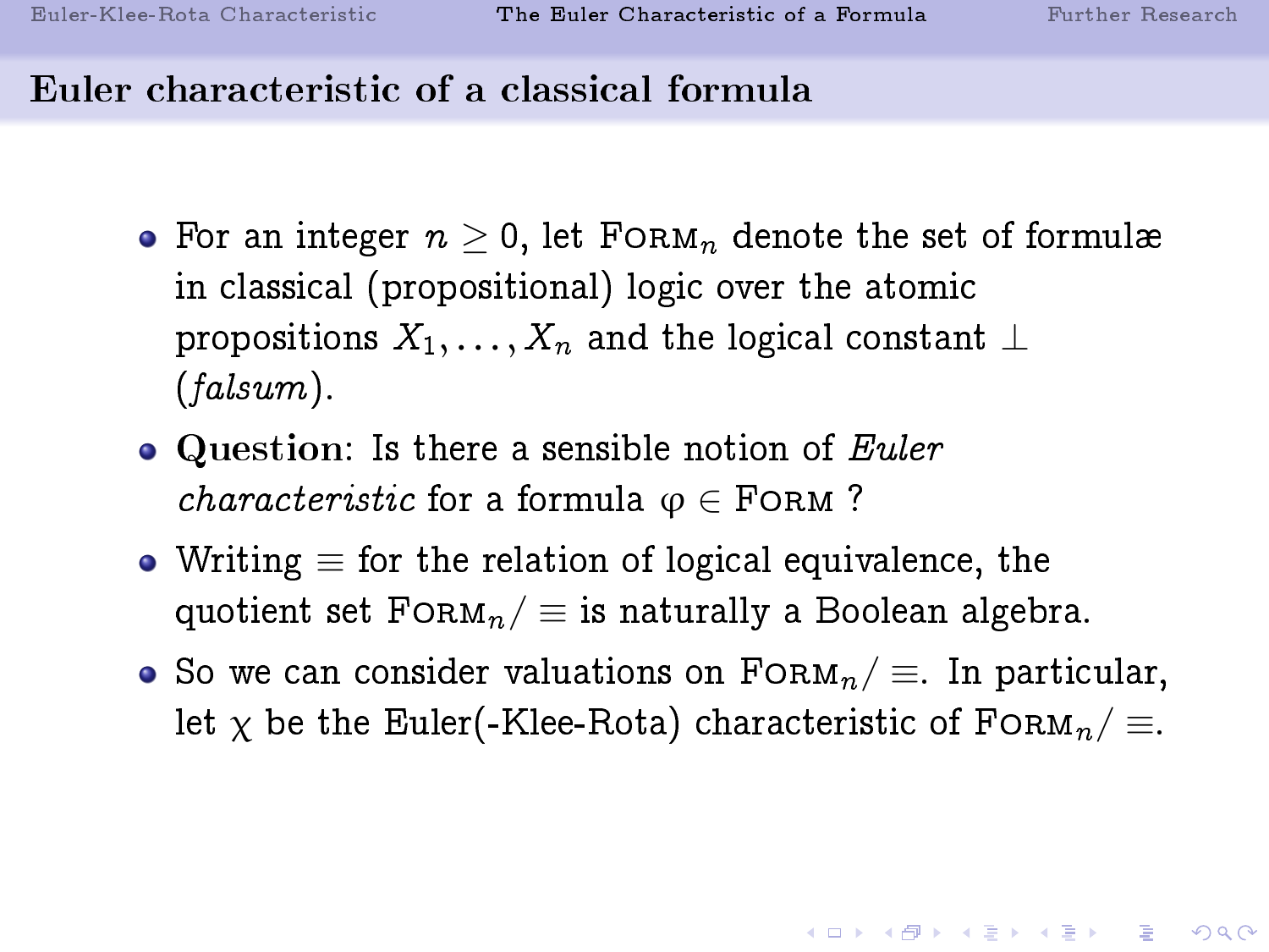## Euler characteristic of a classical formula

- For an integer $n \geq 0$, let $\textsc{Form}_n$ denote the set of formulæ in classical (propositional) logic over the atomic propositions $X_1, \ldots, X_n$ and the logical constant $\bot$ (*falsum*).
- **Question**: Is there a sensible notion of *Euler characteristic* for a formula $\varphi \in \textsc{Form}$ ?
- Writing $\equiv$ for the relation of logical equivalence, the quotient set $\textsc{Form}_n / \equiv$ is naturally a Boolean algebra.
- So we can consider valuations on $\textsc{Form}_n / \equiv$. In particular, let $\chi$ be the Euler(-Klee-Rota) characteristic of $\textsc{Form}_n / \equiv$.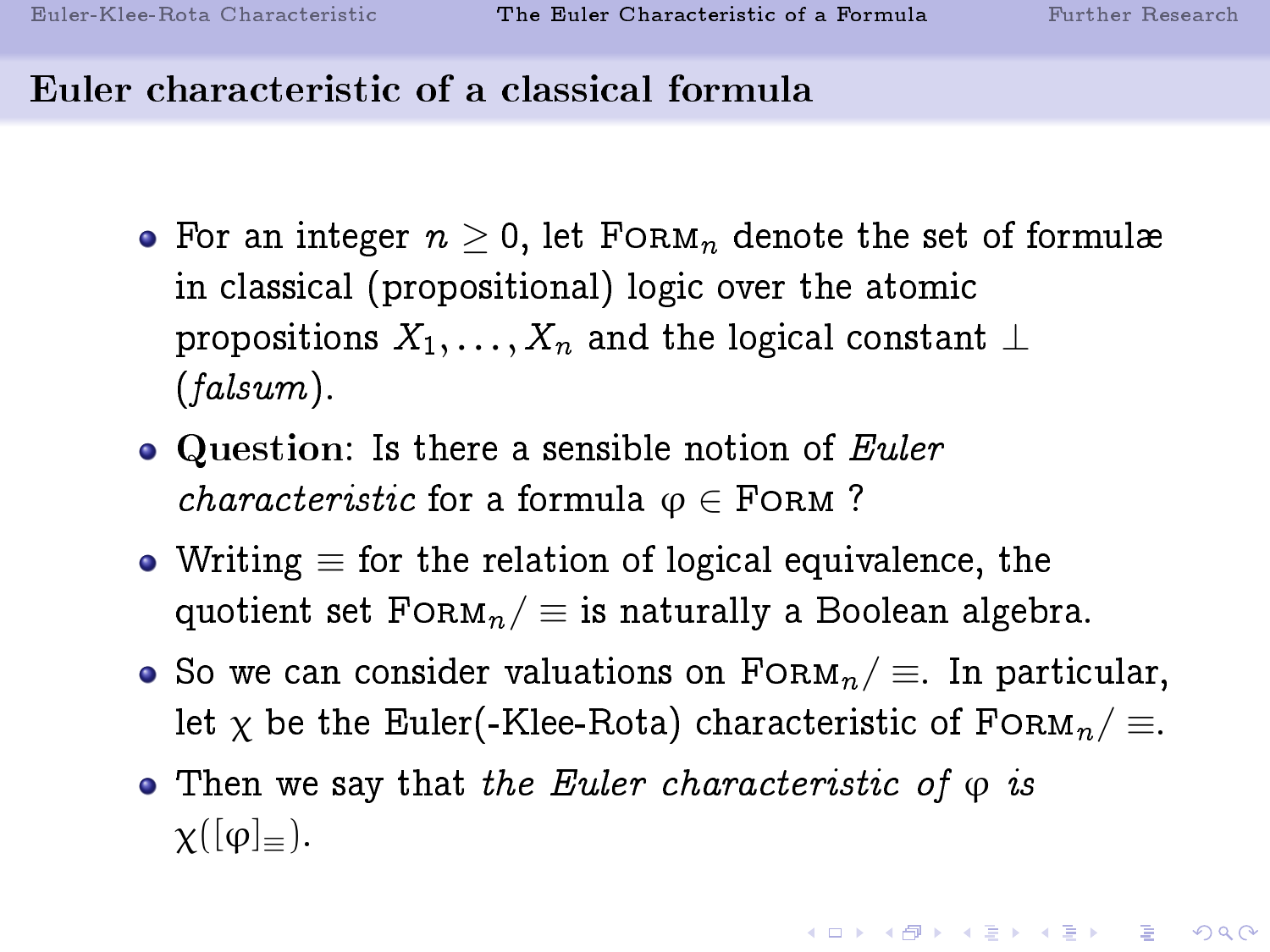## Euler characteristic of a classical formula

- For an integer $n \geq 0$, let $\textsc{Form}_n$ denote the set of formulæ in classical (propositional) logic over the atomic propositions $X_1, \ldots, X_n$ and the logical constant $\bot$ (*falsum*).
- **Question**: Is there a sensible notion of *Euler characteristic* for a formula $\varphi \in \textsc{Form}$ ?
- Writing $\equiv$ for the relation of logical equivalence, the quotient set $\textsc{Form}_n / \equiv$ is naturally a Boolean algebra.
- So we can consider valuations on $\textsc{Form}_n / \equiv$. In particular, let $\chi$ be the Euler(-Klee-Rota) characteristic of $\textsc{Form}_n / \equiv$.
- Then we say that *the Euler characteristic of* $\varphi$ *is* $\chi([\varphi]_{\equiv})$.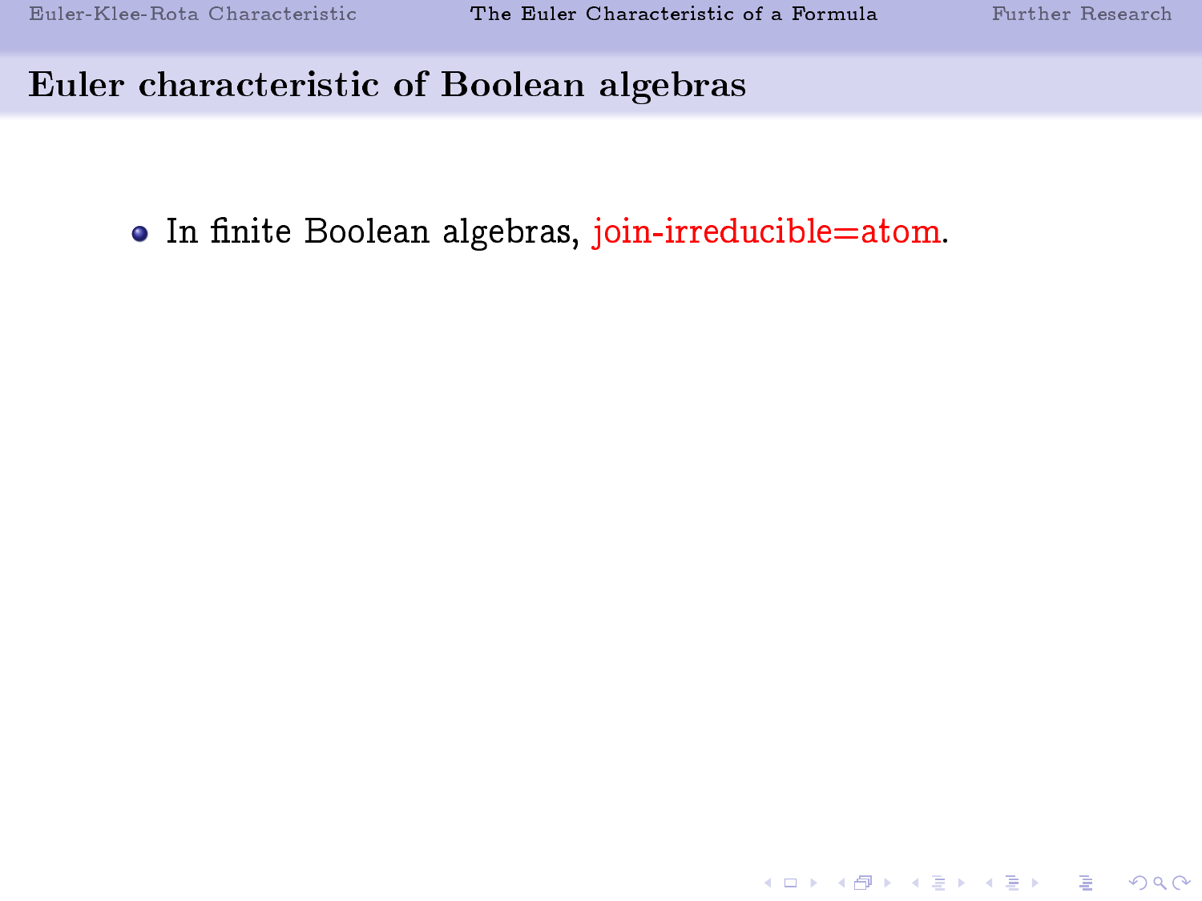## Euler characteristic of Boolean algebras

- In finite Boolean algebras, join-irreducible=atom.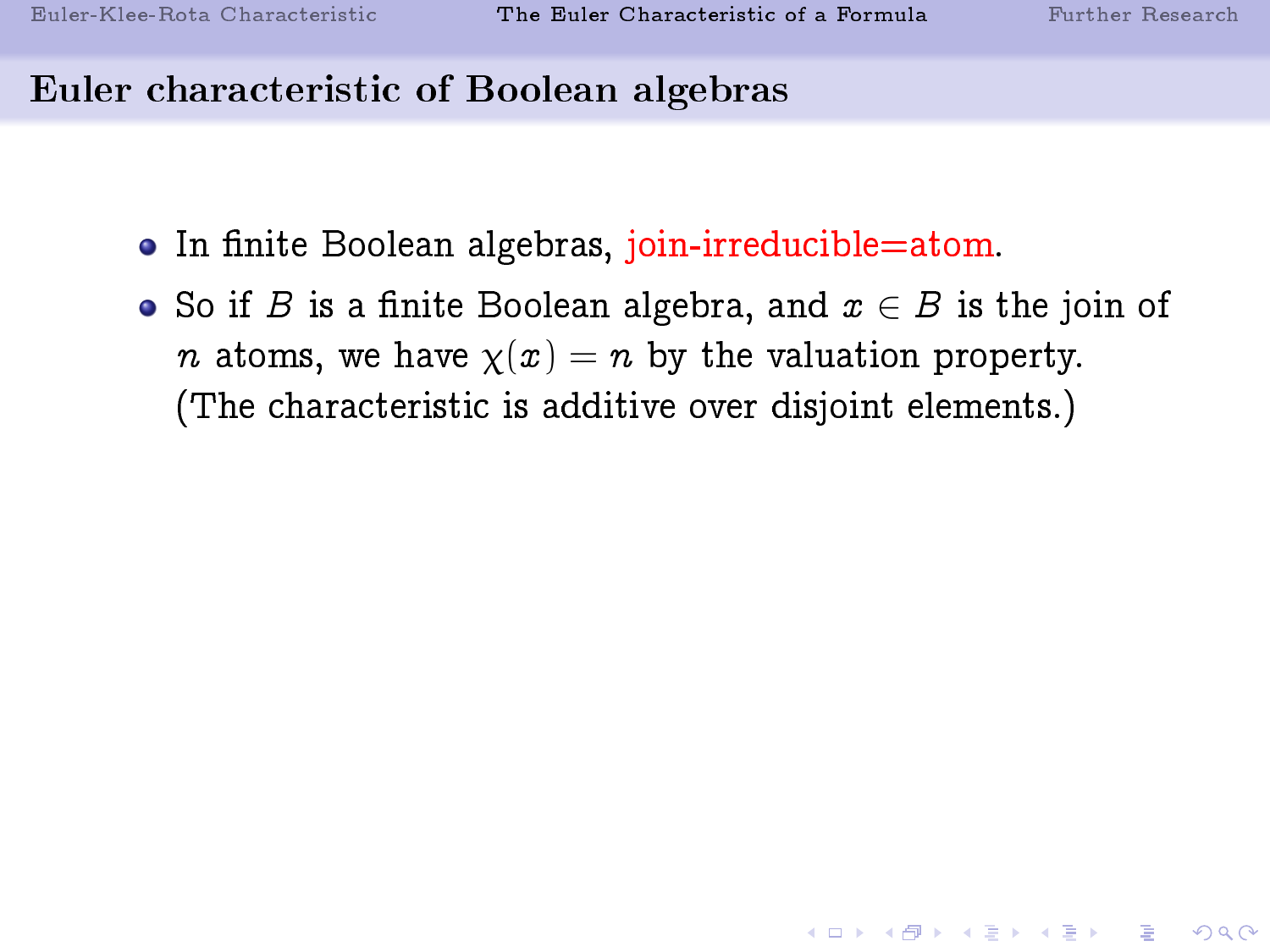## Euler characteristic of Boolean algebras

- In finite Boolean algebras, join-irreducible=atom.
- So if $B$ is a finite Boolean algebra, and $x \in B$ is the join of $n$ atoms, we have $\chi(x) = n$ by the valuation property. (The characteristic is additive over disjoint elements.)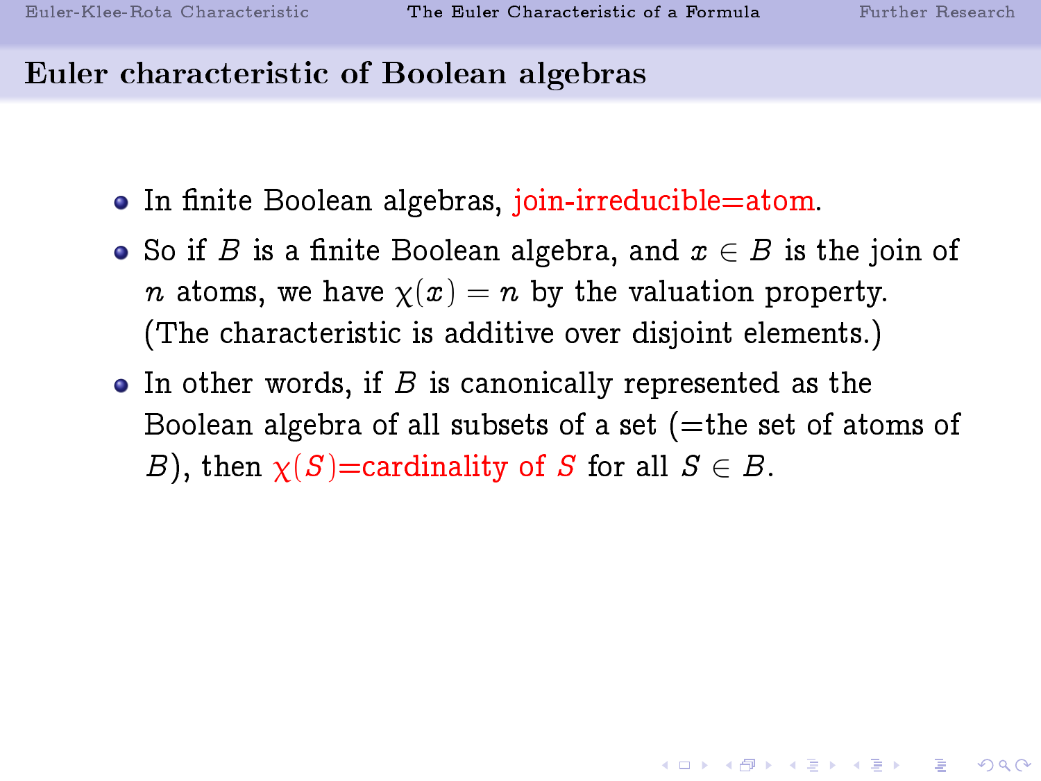## Euler characteristic of Boolean algebras

- In finite Boolean algebras, join-irreducible=atom.
- So if $B$ is a finite Boolean algebra, and $x \in B$ is the join of $n$ atoms, we have $\chi(x) = n$ by the valuation property. (The characteristic is additive over disjoint elements.)
- In other words, if $B$ is canonically represented as the Boolean algebra of all subsets of a set (=the set of atoms of $B$), then $\chi(S)$=cardinality of $S$ for all $S \in B$.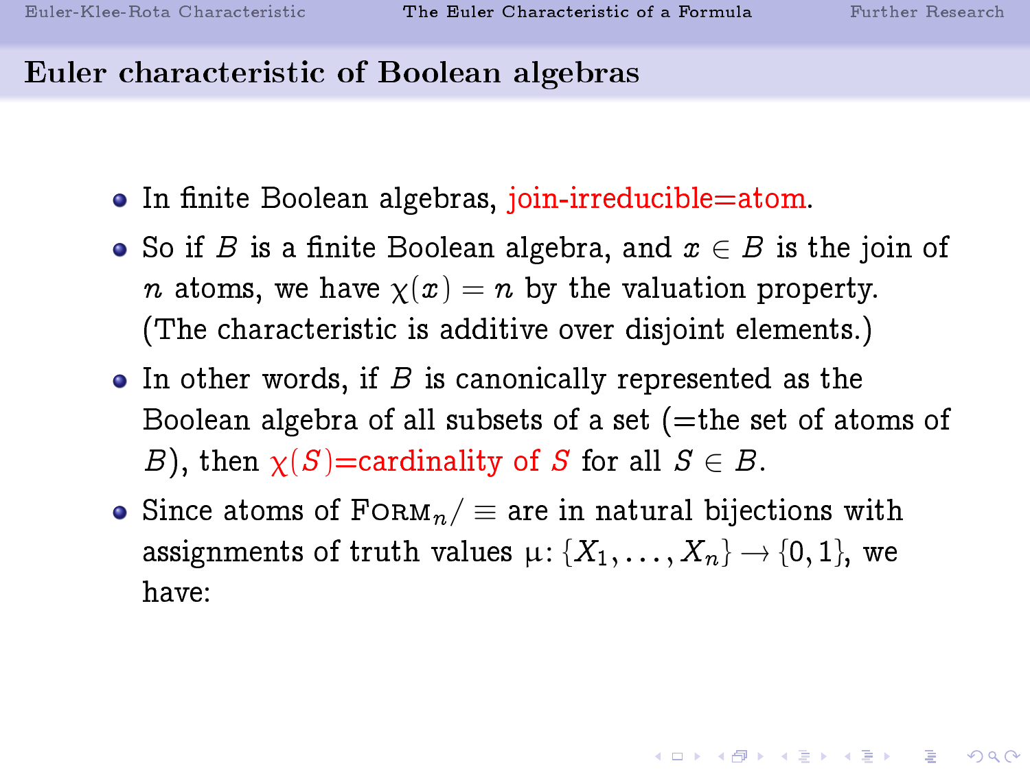## Euler characteristic of Boolean algebras

- In finite Boolean algebras, join-irreducible=atom.
- So if $B$ is a finite Boolean algebra, and $x \in B$ is the join of $n$ atoms, we have $\chi(x) = n$ by the valuation property. (The characteristic is additive over disjoint elements.)
- In other words, if $B$ is canonically represented as the Boolean algebra of all subsets of a set (=the set of atoms of $B$), then $\chi(S)$=cardinality of $S$ for all $S \in B$.
- Since atoms of $\textsc{Form}_n/\equiv$ are in natural bijections with assignments of truth values $\mu\colon \{X_1, \ldots, X_n\} \to \{0, 1\}$, we have: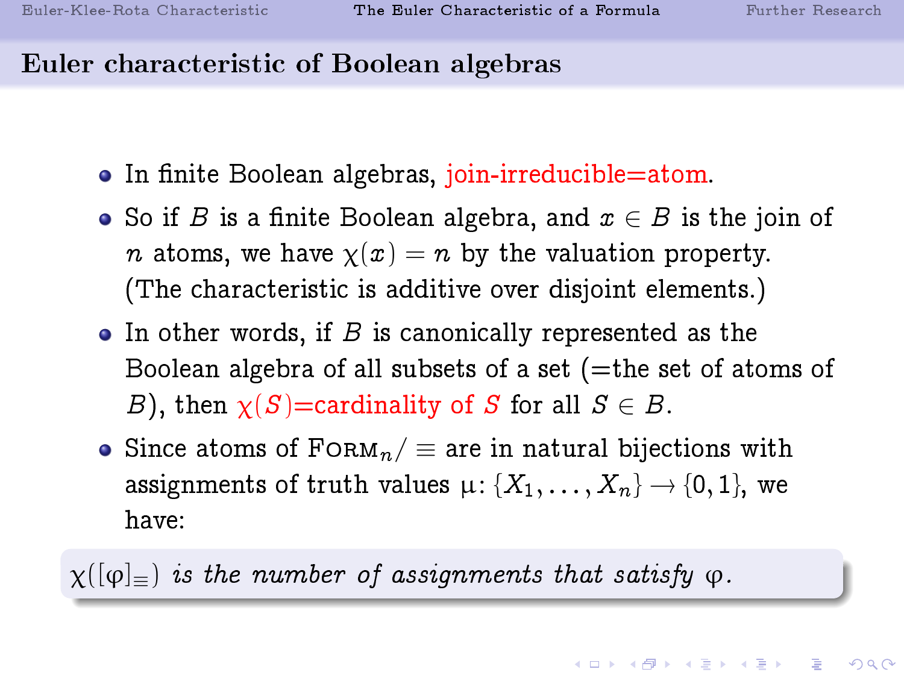## Euler characteristic of Boolean algebras

- In finite Boolean algebras, join-irreducible=atom.
- So if $B$ is a finite Boolean algebra, and $x \in B$ is the join of $n$ atoms, we have $\chi(x) = n$ by the valuation property. (The characteristic is additive over disjoint elements.)
- In other words, if $B$ is canonically represented as the Boolean algebra of all subsets of a set (=the set of atoms of $B$), then $\chi(S)$=cardinality of $S$ for all $S \in B$.
- Since atoms of $\textsc{Form}_n/\equiv$ are in natural bijections with assignments of truth values $\mu\colon \{X_1, \ldots, X_n\} \to \{0, 1\}$, we have:

$\chi([\varphi]_\equiv)$ *is the number of assignments that satisfy* $\varphi$.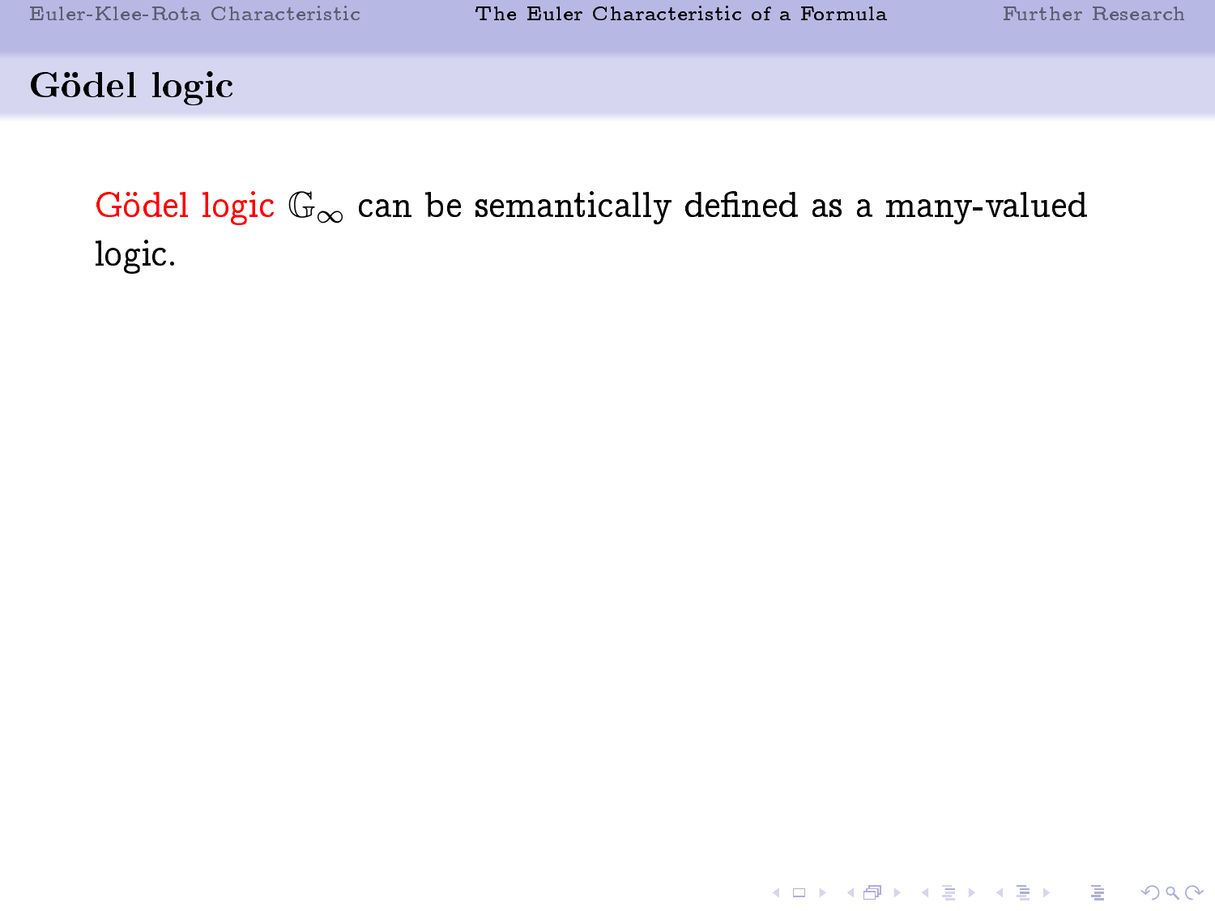# Gödel logic

Gödel logic $\mathbb{G}_\infty$ can be semantically defined as a many-valued logic.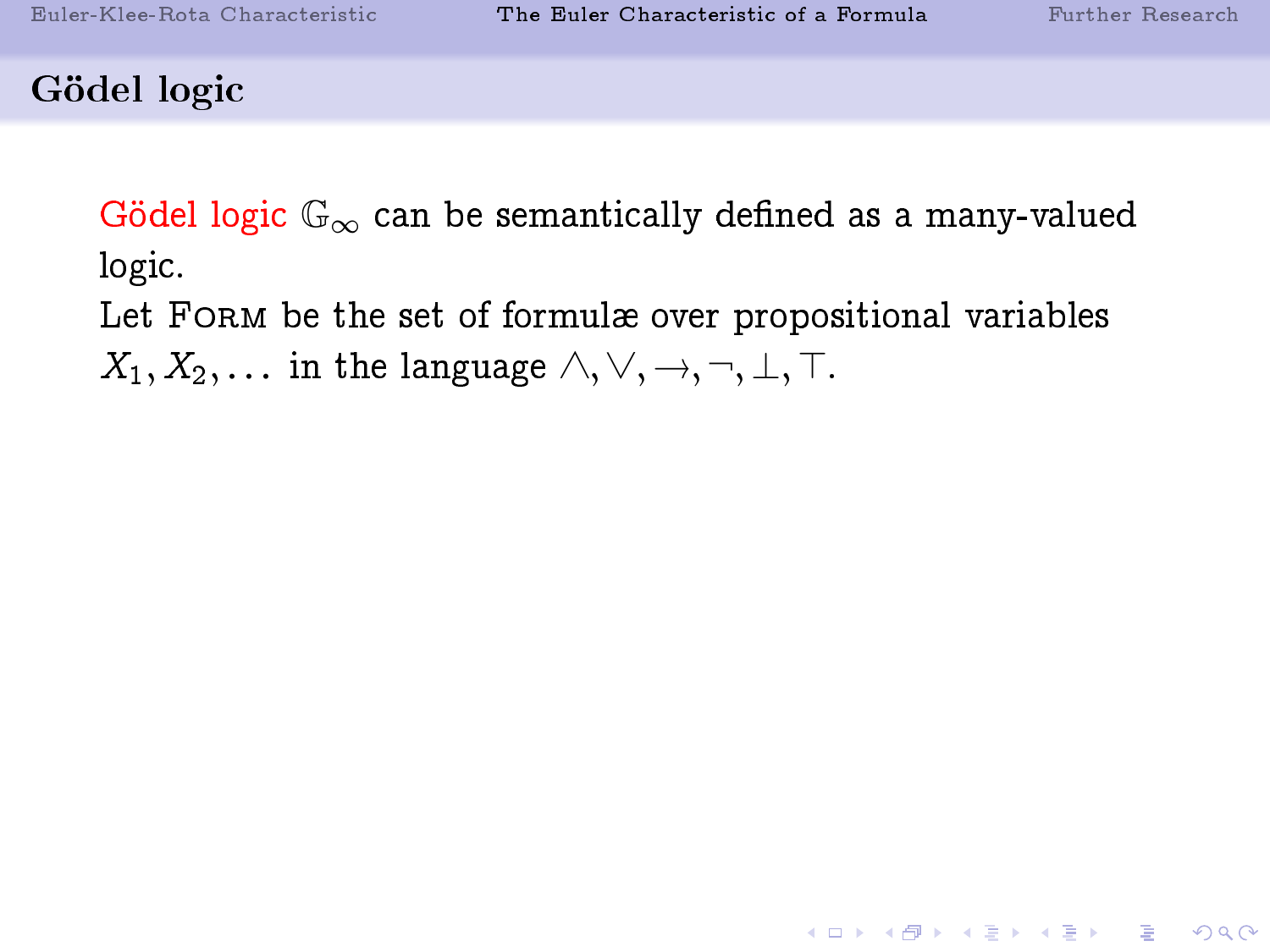## Gödel logic

Gödel logic $\mathbb{G}_\infty$ can be semantically defined as a many-valued logic.
Let FORM be the set of formulæ over propositional variables $X_1, X_2, \ldots$ in the language $\wedge, \vee, \rightarrow, \neg, \bot, \top$.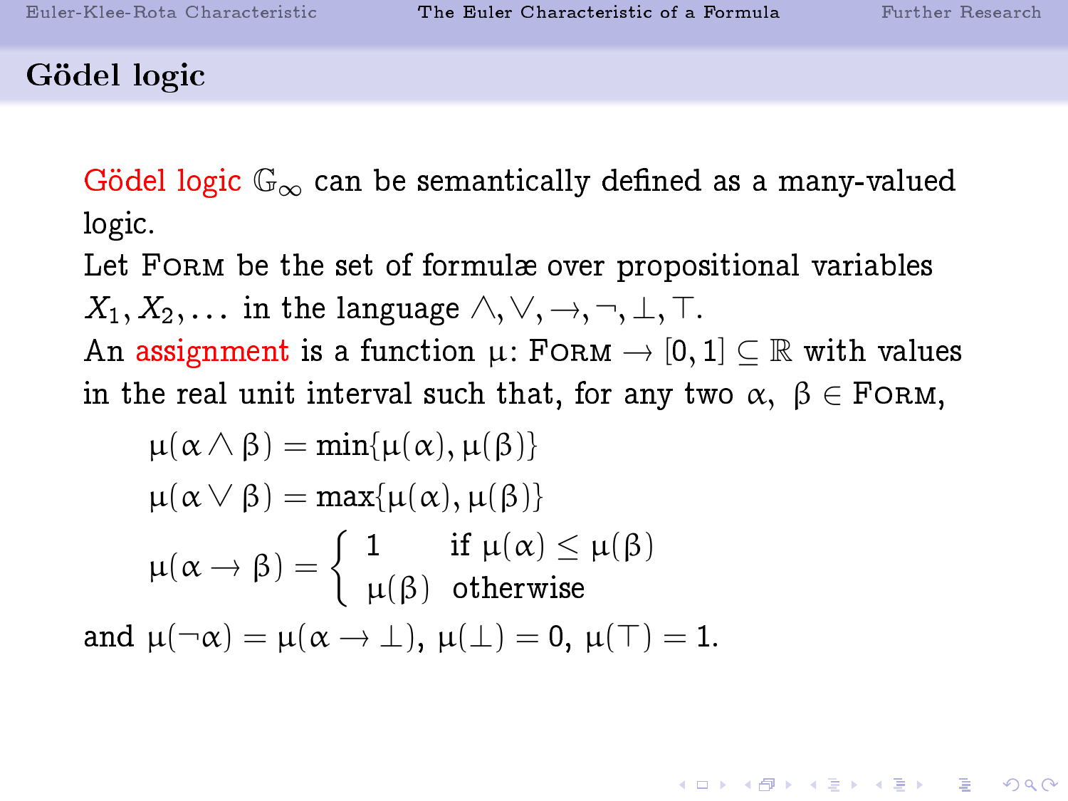## Gödel logic

Gödel logic $\mathbb{G}_\infty$ can be semantically defined as a many-valued logic.

Let FORM be the set of formulæ over propositional variables $X_1, X_2, \ldots$ in the language $\wedge, \vee, \rightarrow, \neg, \bot, \top$.

An assignment is a function $\mu\colon \text{FORM} \rightarrow [0,1] \subseteq \mathbb{R}$ with values in the real unit interval such that, for any two $\alpha,\ \beta \in \text{FORM}$,

$$\mu(\alpha \wedge \beta) = \min\{\mu(\alpha), \mu(\beta)\}$$

$$\mu(\alpha \vee \beta) = \max\{\mu(\alpha), \mu(\beta)\}$$

$$\mu(\alpha \rightarrow \beta) = \begin{cases} 1 & \text{if } \mu(\alpha) \leq \mu(\beta) \\ \mu(\beta) & \text{otherwise} \end{cases}$$

and $\mu(\neg\alpha) = \mu(\alpha \rightarrow \bot)$, $\mu(\bot) = 0$, $\mu(\top) = 1$.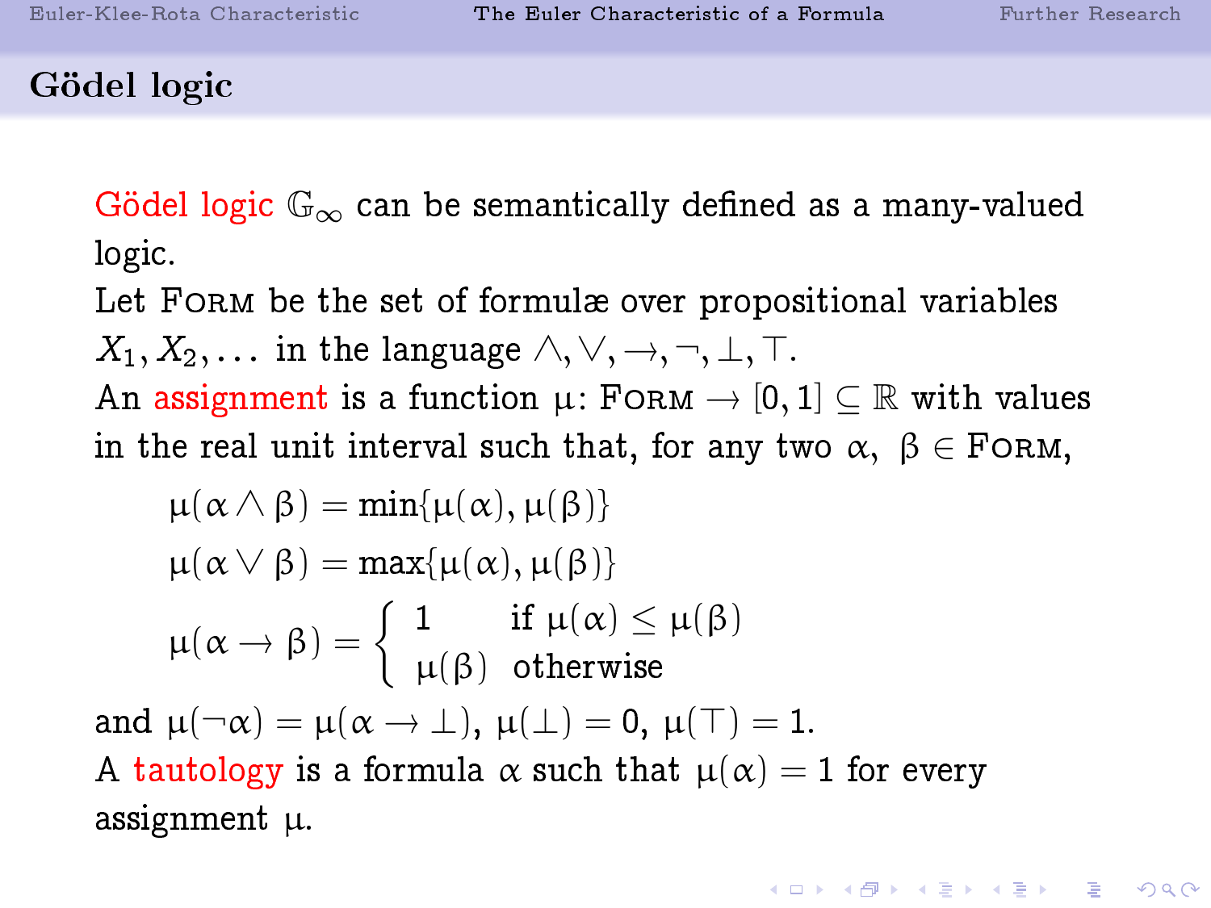## Gödel logic

Gödel logic $\mathbb{G}_\infty$ can be semantically defined as a many-valued logic.

Let FORM be the set of formulæ over propositional variables $X_1, X_2, \dots$ in the language $\wedge, \vee, \rightarrow, \neg, \bot, \top$.

An assignment is a function $\mu\colon \text{FORM} \rightarrow [0,1] \subseteq \mathbb{R}$ with values in the real unit interval such that, for any two $\alpha,\ \beta \in \text{FORM}$,

$$\mu(\alpha \wedge \beta) = \min\{\mu(\alpha), \mu(\beta)\}$$

$$\mu(\alpha \vee \beta) = \max\{\mu(\alpha), \mu(\beta)\}$$

$$\mu(\alpha \rightarrow \beta) = \begin{cases} 1 & \text{if } \mu(\alpha) \leq \mu(\beta) \\ \mu(\beta) & \text{otherwise} \end{cases}$$

and $\mu(\neg\alpha) = \mu(\alpha \rightarrow \bot)$, $\mu(\bot) = 0$, $\mu(\top) = 1$.

A tautology is a formula $\alpha$ such that $\mu(\alpha) = 1$ for every assignment $\mu$.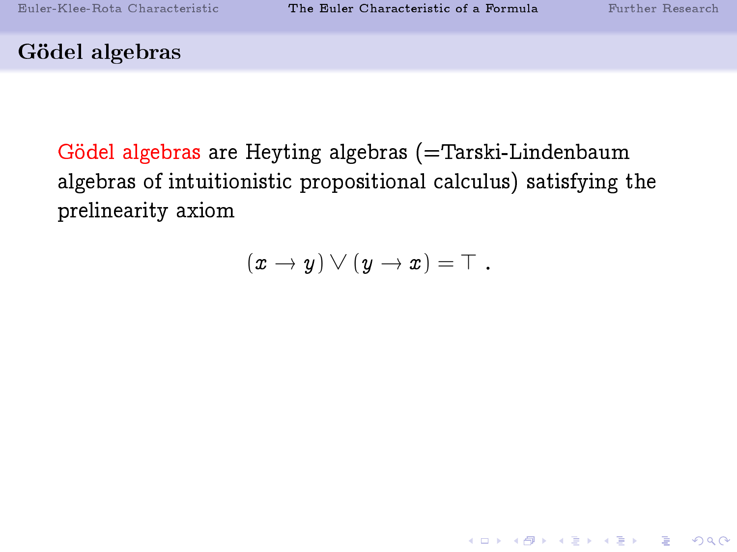## Gödel algebras

Gödel algebras are Heyting algebras (=Tarski-Lindenbaum algebras of intuitionistic propositional calculus) satisfying the prelinearity axiom

$$(x \to y) \vee (y \to x) = \top \ .$$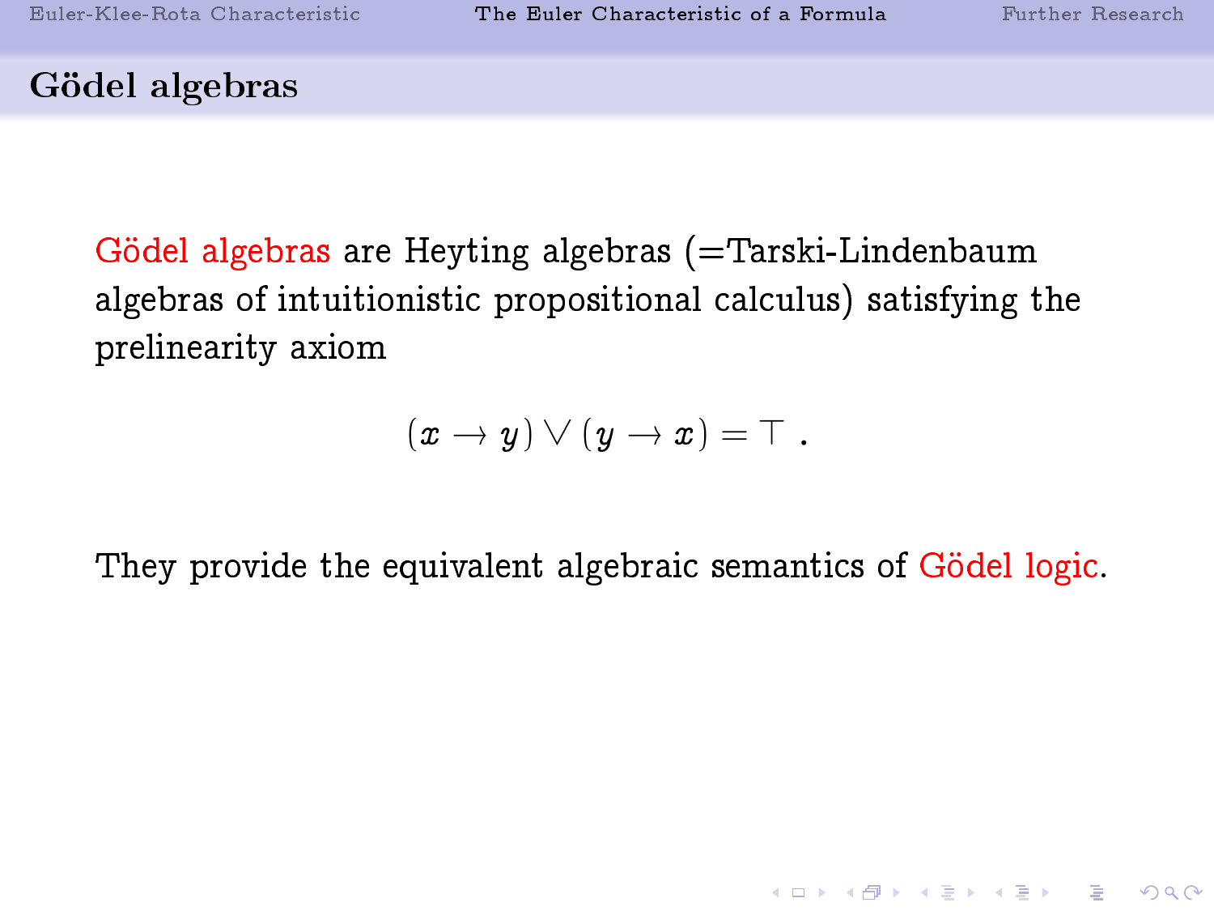## Gödel algebras

Gödel algebras are Heyting algebras (=Tarski-Lindenbaum algebras of intuitionistic propositional calculus) satisfying the prelinearity axiom

$$(x \to y) \vee (y \to x) = \top \ .$$

They provide the equivalent algebraic semantics of Gödel logic.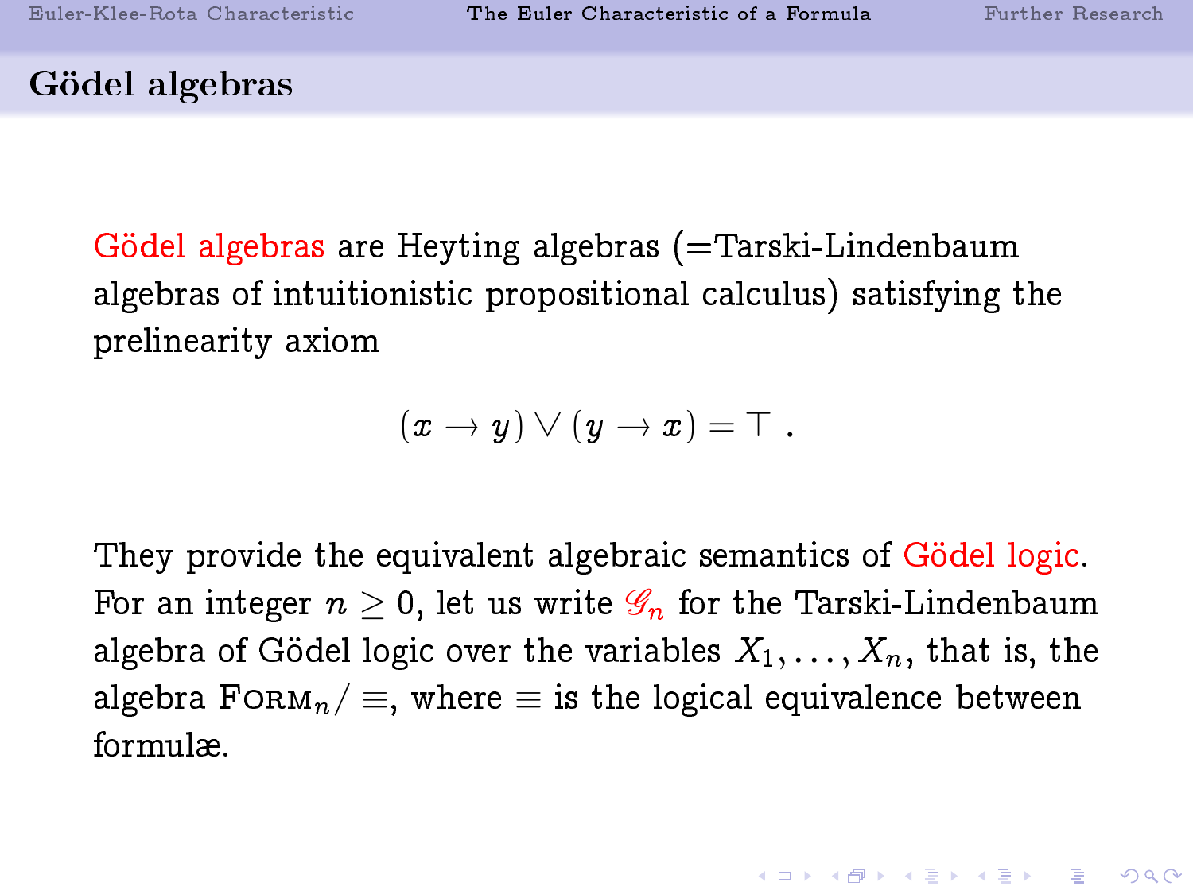## Gödel algebras

Gödel algebras are Heyting algebras (=Tarski-Lindenbaum algebras of intuitionistic propositional calculus) satisfying the prelinearity axiom

$$(x \to y) \vee (y \to x) = \top \ .$$

They provide the equivalent algebraic semantics of Gödel logic. For an integer $n \geq 0$, let us write $\mathscr{G}_n$ for the Tarski-Lindenbaum algebra of Gödel logic over the variables $X_1, \ldots, X_n$, that is, the algebra $\text{FORM}_n / \equiv$, where $\equiv$ is the logical equivalence between formulæ.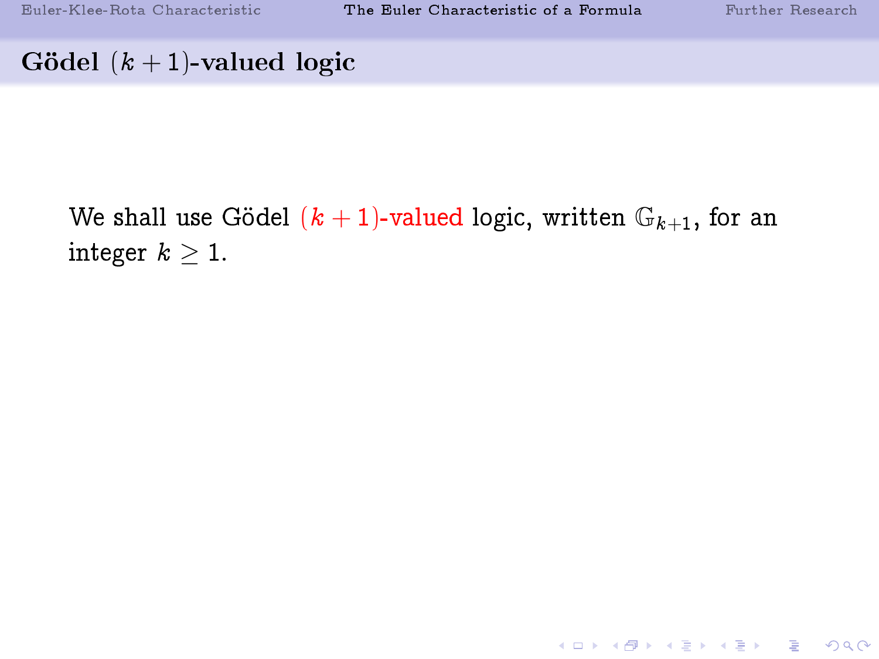## Gödel $(k+1)$-valued logic

We shall use Gödel $(k+1)$-valued logic, written $\mathbb{G}_{k+1}$, for an integer $k \geq 1$.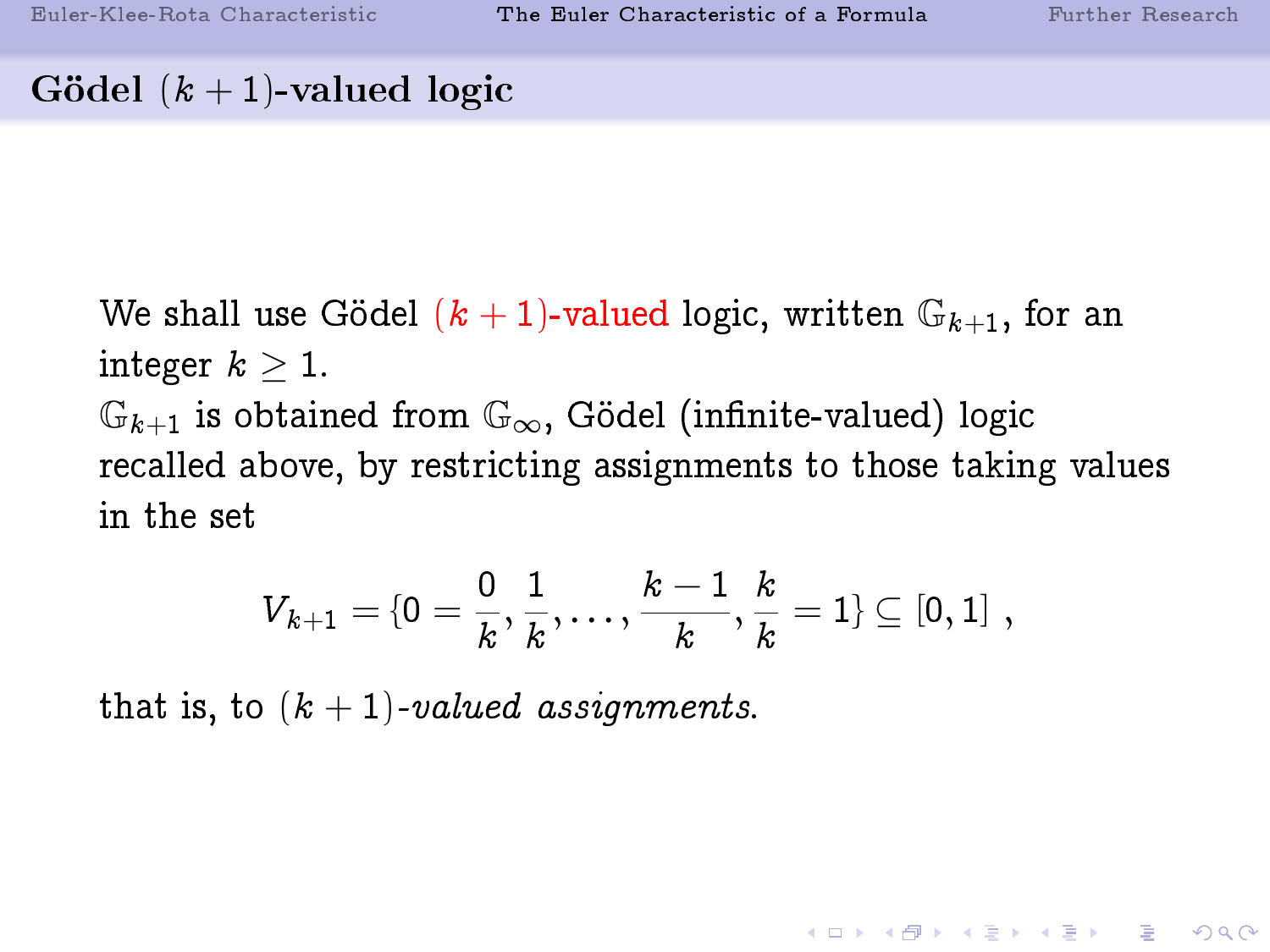## Gödel $(k+1)$-valued logic

We shall use Gödel $(k+1)$-valued logic, written $\mathbb{G}_{k+1}$, for an integer $k \geq 1$.
$\mathbb{G}_{k+1}$ is obtained from $\mathbb{G}_{\infty}$, Gödel (infinite-valued) logic recalled above, by restricting assignments to those taking values in the set

$$V_{k+1} = \{0 = \frac{0}{k}, \frac{1}{k}, \ldots, \frac{k-1}{k}, \frac{k}{k} = 1\} \subseteq [0,1] \ ,$$

that is, to $(k+1)$-*valued assignments*.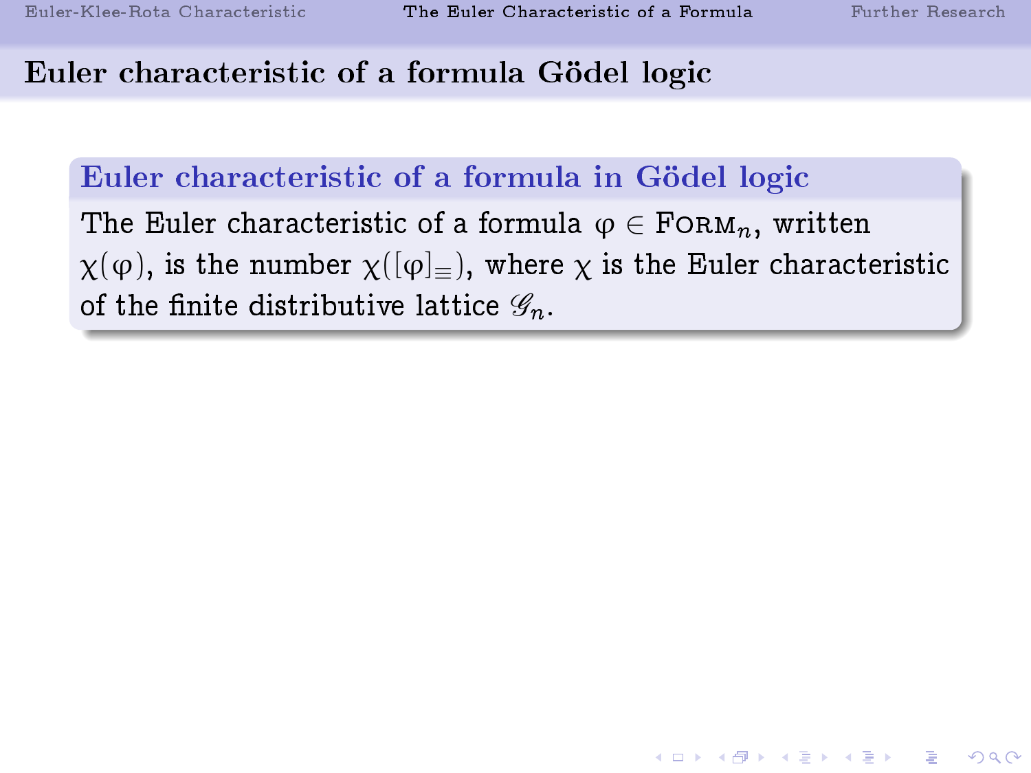# Euler characteristic of a formula Gödel logic

**Euler characteristic of a formula in Gödel logic**

The Euler characteristic of a formula $\varphi \in \textsc{Form}_n$, written $\chi(\varphi)$, is the number $\chi([\varphi]_{\equiv})$, where $\chi$ is the Euler characteristic of the finite distributive lattice $\mathscr{G}_n$.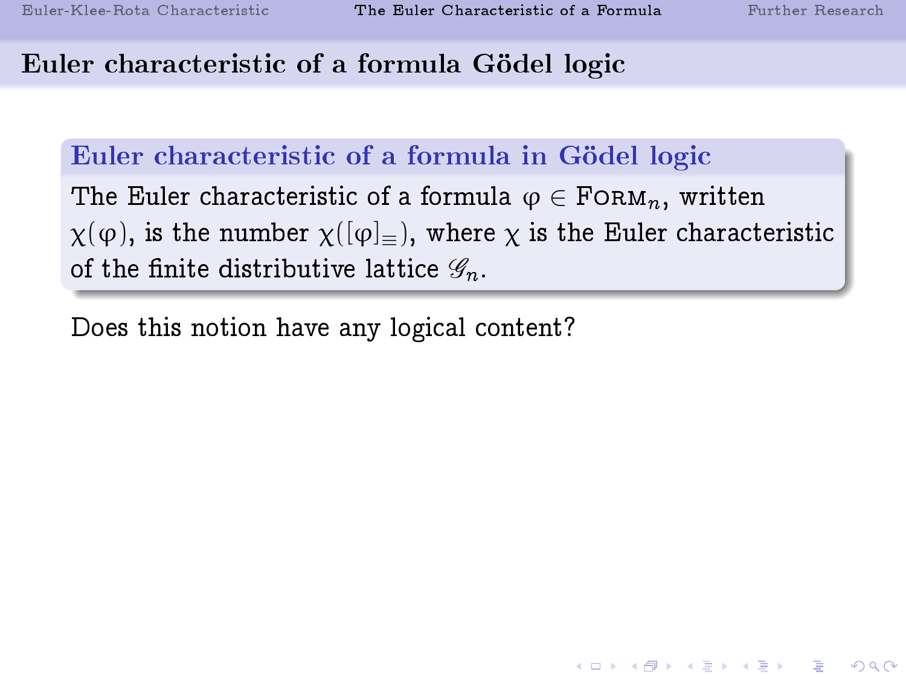## Euler characteristic of a formula Gödel logic

**Euler characteristic of a formula in Gödel logic**

The Euler characteristic of a formula $\varphi \in \textsc{Form}_n$, written $\chi(\varphi)$, is the number $\chi([\varphi]_\equiv)$, where $\chi$ is the Euler characteristic of the finite distributive lattice $\mathscr{G}_n$.

Does this notion have any logical content?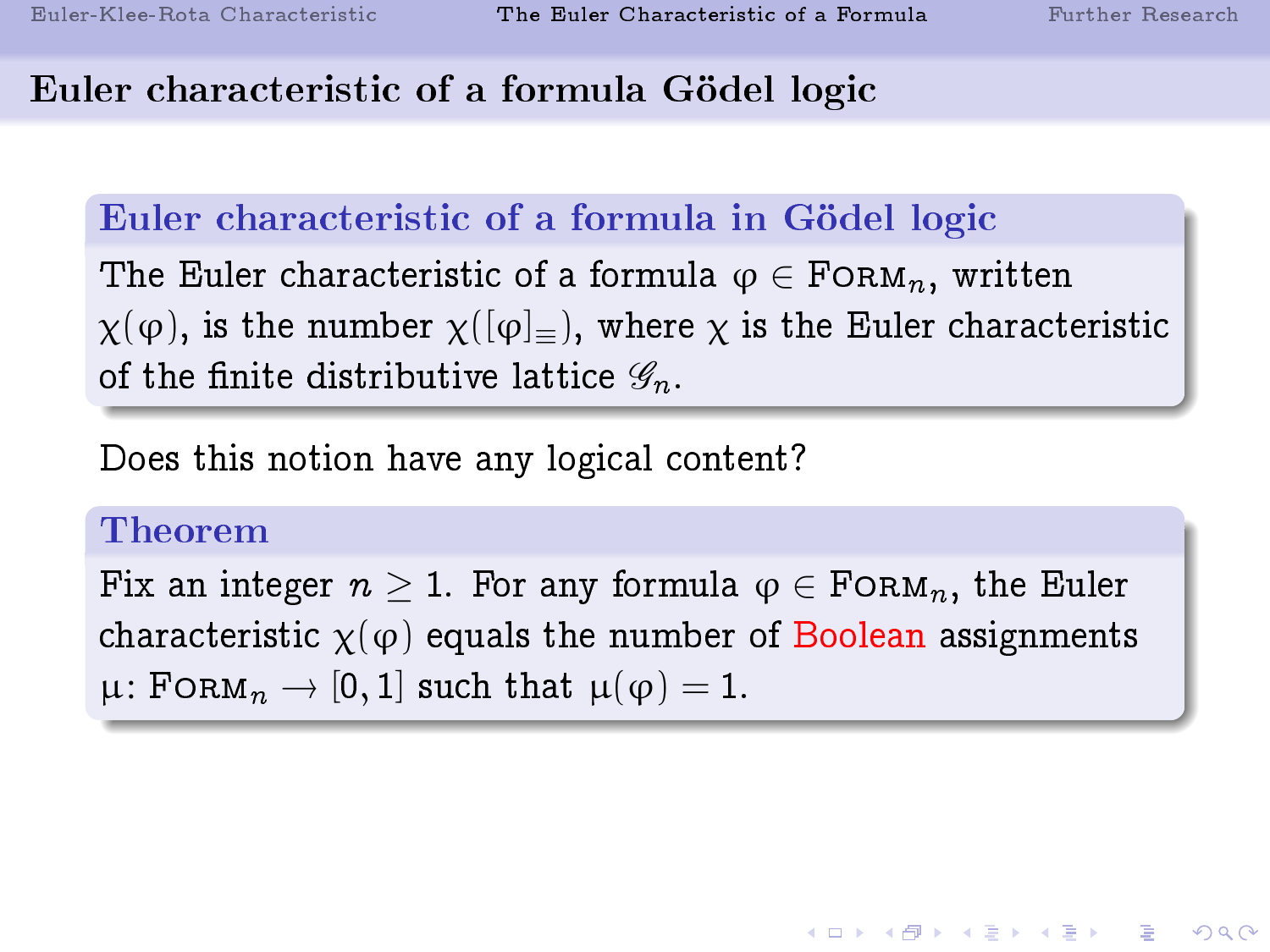# Euler characteristic of a formula Gödel logic

### Euler characteristic of a formula in Gödel logic

The Euler characteristic of a formula $\varphi \in \textsc{Form}_n$, written $\chi(\varphi)$, is the number $\chi([\varphi]_\equiv)$, where $\chi$ is the Euler characteristic of the finite distributive lattice $\mathscr{G}_n$.

Does this notion have any logical content?

### Theorem

Fix an integer $n \geq 1$. For any formula $\varphi \in \textsc{Form}_n$, the Euler characteristic $\chi(\varphi)$ equals the number of Boolean assignments $\mu \colon \textsc{Form}_n \to [0,1]$ such that $\mu(\varphi) = 1$.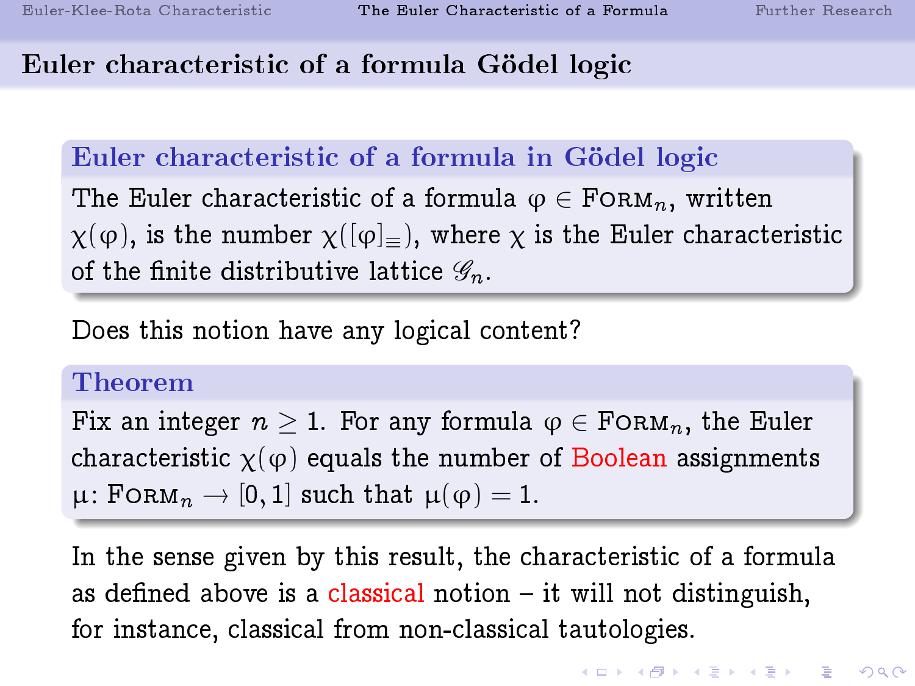## Euler characteristic of a formula Gödel logic

**Euler characteristic of a formula in Gödel logic**

The Euler characteristic of a formula $\varphi \in \textsc{Form}_n$, written $\chi(\varphi)$, is the number $\chi([\varphi]_\equiv)$, where $\chi$ is the Euler characteristic of the finite distributive lattice $\mathscr{G}_n$.

Does this notion have any logical content?

**Theorem**

Fix an integer $n \geq 1$. For any formula $\varphi \in \textsc{Form}_n$, the Euler characteristic $\chi(\varphi)$ equals the number of Boolean assignments $\mu \colon \textsc{Form}_n \to [0,1]$ such that $\mu(\varphi) = 1$.

In the sense given by this result, the characteristic of a formula as defined above is a classical notion – it will not distinguish, for instance, classical from non-classical tautologies.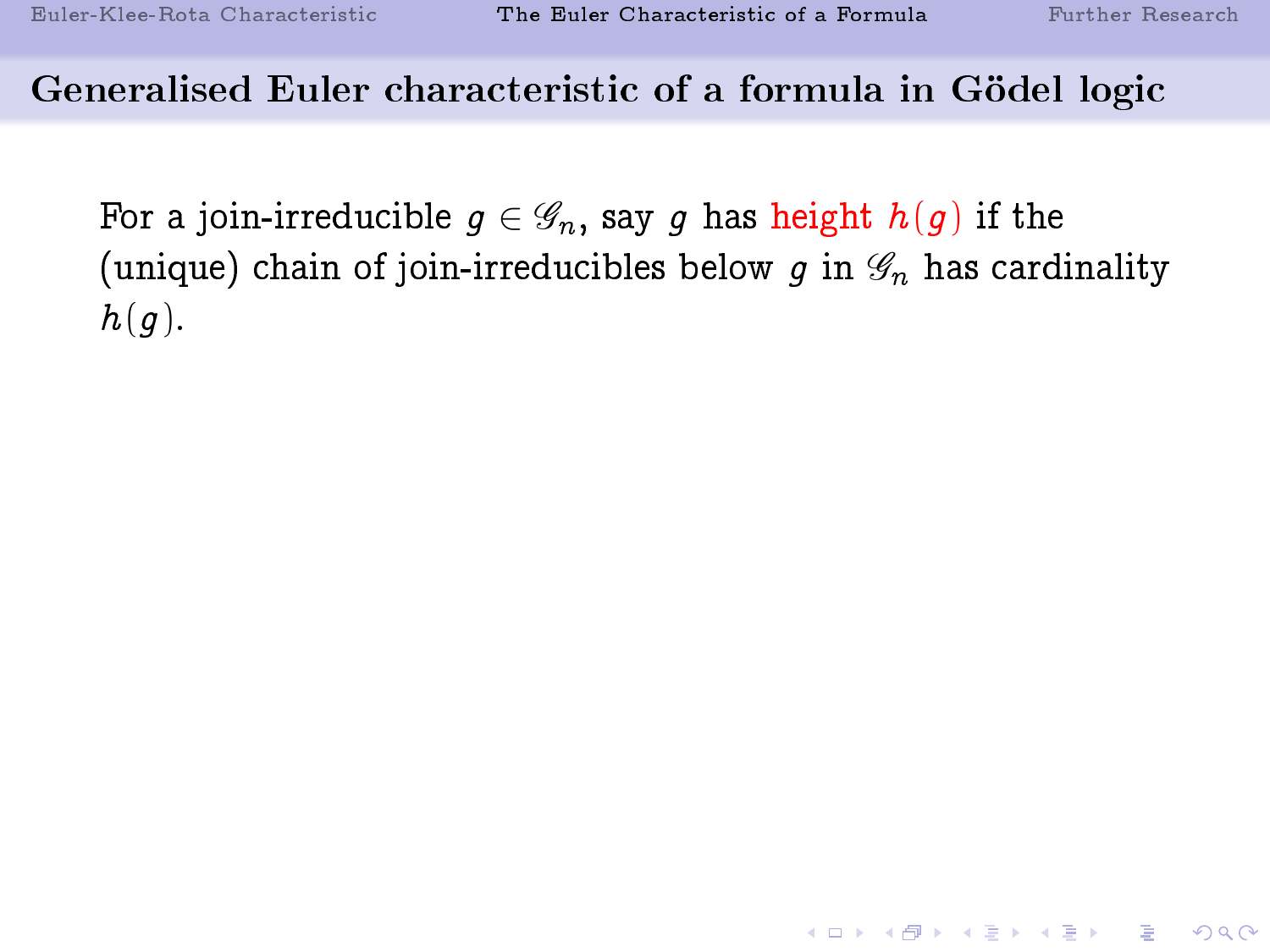## Generalised Euler characteristic of a formula in Gödel logic

For a join-irreducible $g \in \mathscr{G}_n$, say $g$ has height $h(g)$ if the (unique) chain of join-irreducibles below $g$ in $\mathscr{G}_n$ has cardinality $h(g)$.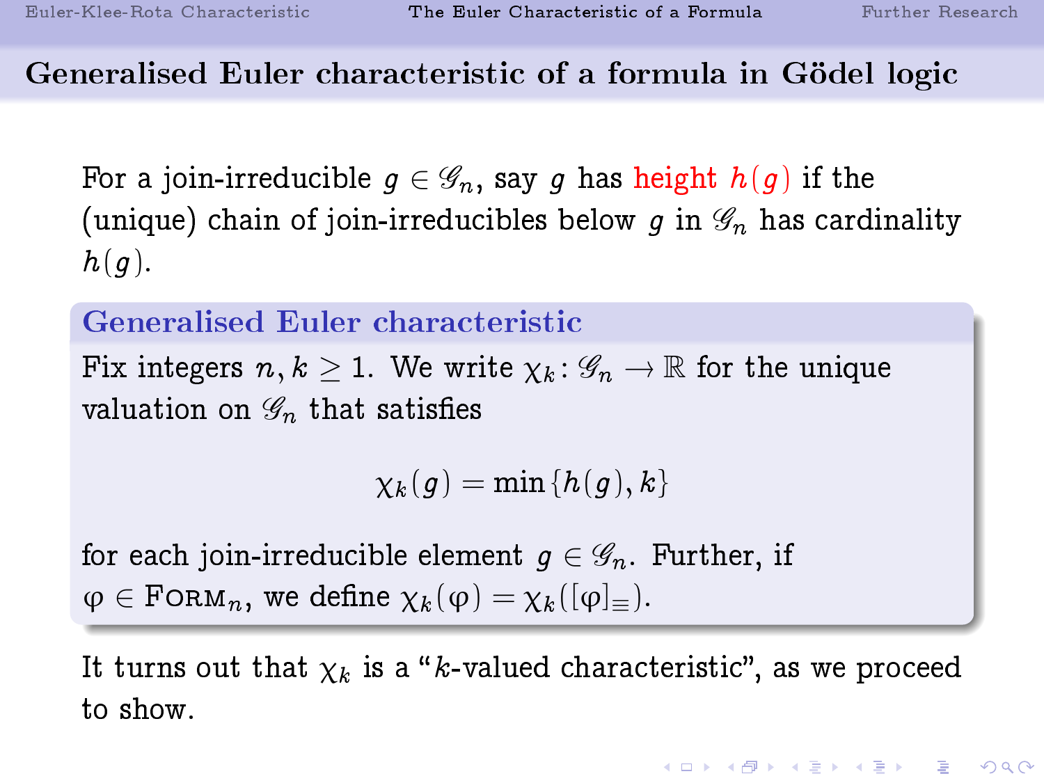## Generalised Euler characteristic of a formula in Gödel logic

For a join-irreducible $g \in \mathscr{G}_n$, say $g$ has height $h(g)$ if the (unique) chain of join-irreducibles below $g$ in $\mathscr{G}_n$ has cardinality $h(g)$.

### Generalised Euler characteristic

Fix integers $n, k \geq 1$. We write $\chi_k \colon \mathscr{G}_n \to \mathbb{R}$ for the unique valuation on $\mathscr{G}_n$ that satisfies

$$\chi_k(g) = \min\{h(g), k\}$$

for each join-irreducible element $g \in \mathscr{G}_n$. Further, if $\varphi \in \text{FORM}_n$, we define $\chi_k(\varphi) = \chi_k([\varphi]_\equiv)$.

It turns out that $\chi_k$ is a "$k$-valued characteristic", as we proceed to show.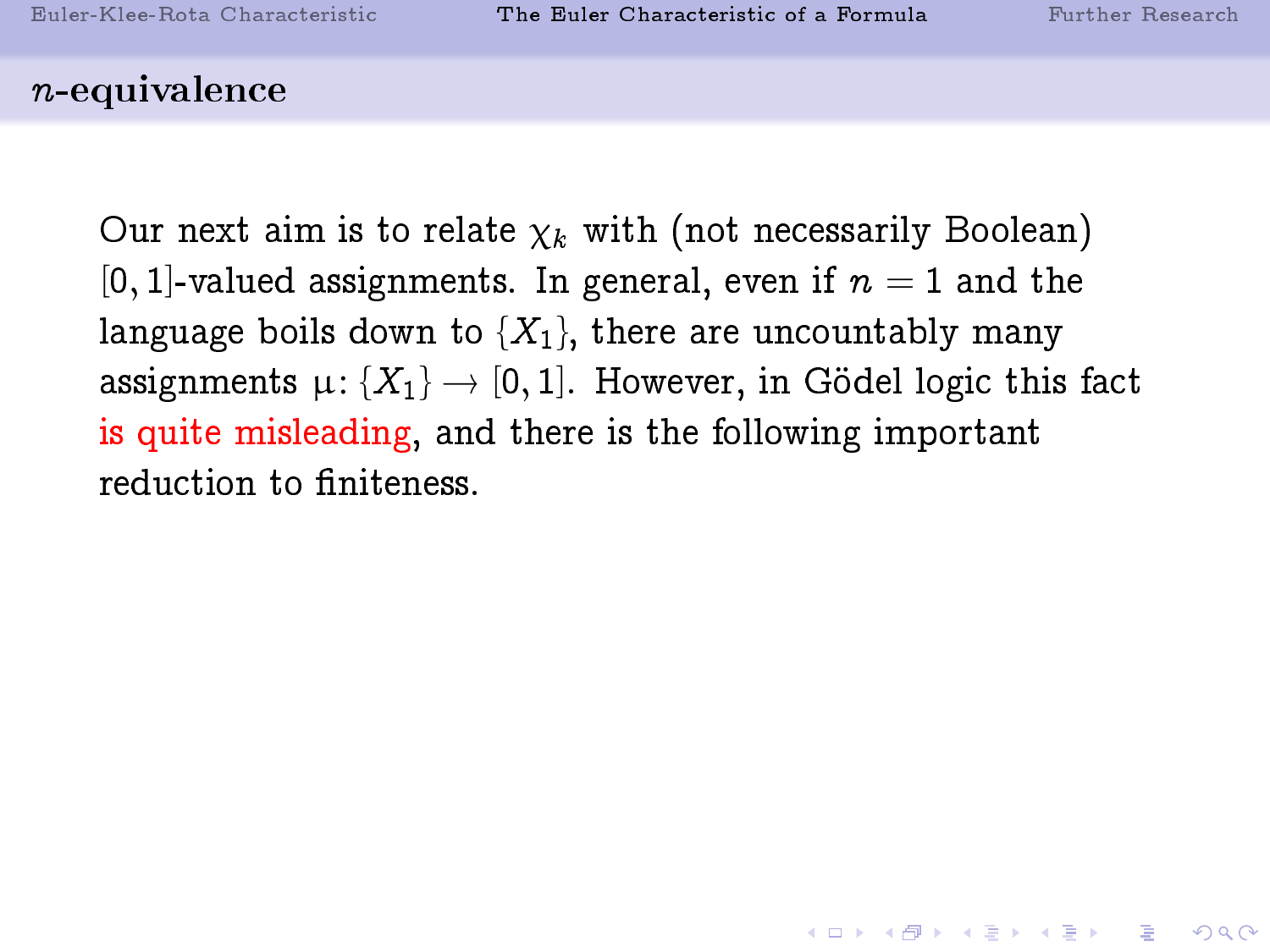## $n$-equivalence

Our next aim is to relate $\chi_k$ with (not necessarily Boolean) $[0,1]$-valued assignments. In general, even if $n = 1$ and the language boils down to $\{X_1\}$, there are uncountably many assignments $\mu\colon \{X_1\} \to [0,1]$. However, in Gödel logic this fact is quite misleading, and there is the following important reduction to finiteness.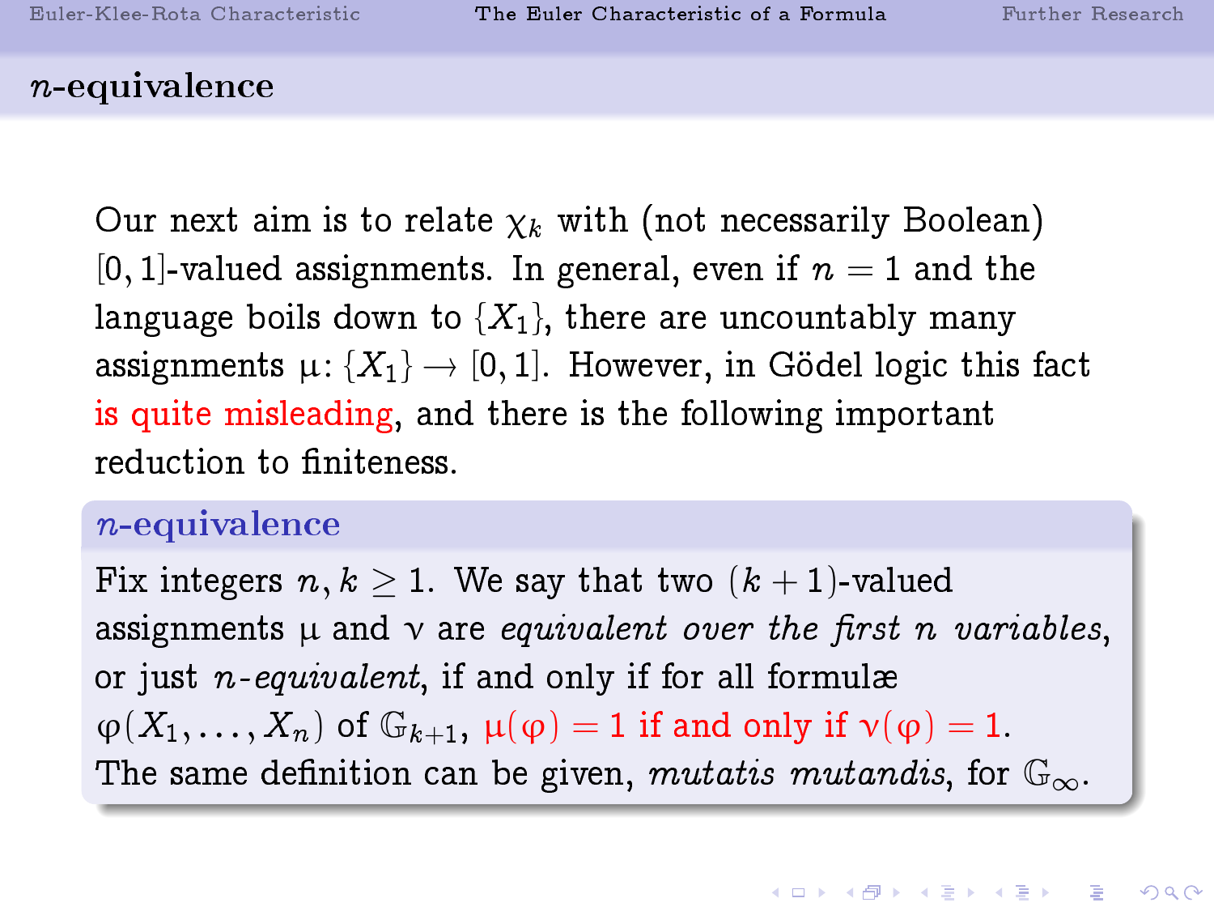## $n$-equivalence

Our next aim is to relate $\chi_k$ with (not necessarily Boolean) $[0,1]$-valued assignments. In general, even if $n = 1$ and the language boils down to $\{X_1\}$, there are uncountably many assignments $\mu\colon \{X_1\} \to [0,1]$. However, in Gödel logic this fact is quite misleading, and there is the following important reduction to finiteness.

### $n$-equivalence

Fix integers $n, k \geq 1$. We say that two $(k+1)$-valued assignments $\mu$ and $\nu$ are *equivalent over the first $n$ variables*, or just *$n$-equivalent*, if and only if for all formulæ $\varphi(X_1, \ldots, X_n)$ of $\mathbb{G}_{k+1}$, $\mu(\varphi) = 1$ if and only if $\nu(\varphi) = 1$. The same definition can be given, *mutatis mutandis*, for $\mathbb{G}_\infty$.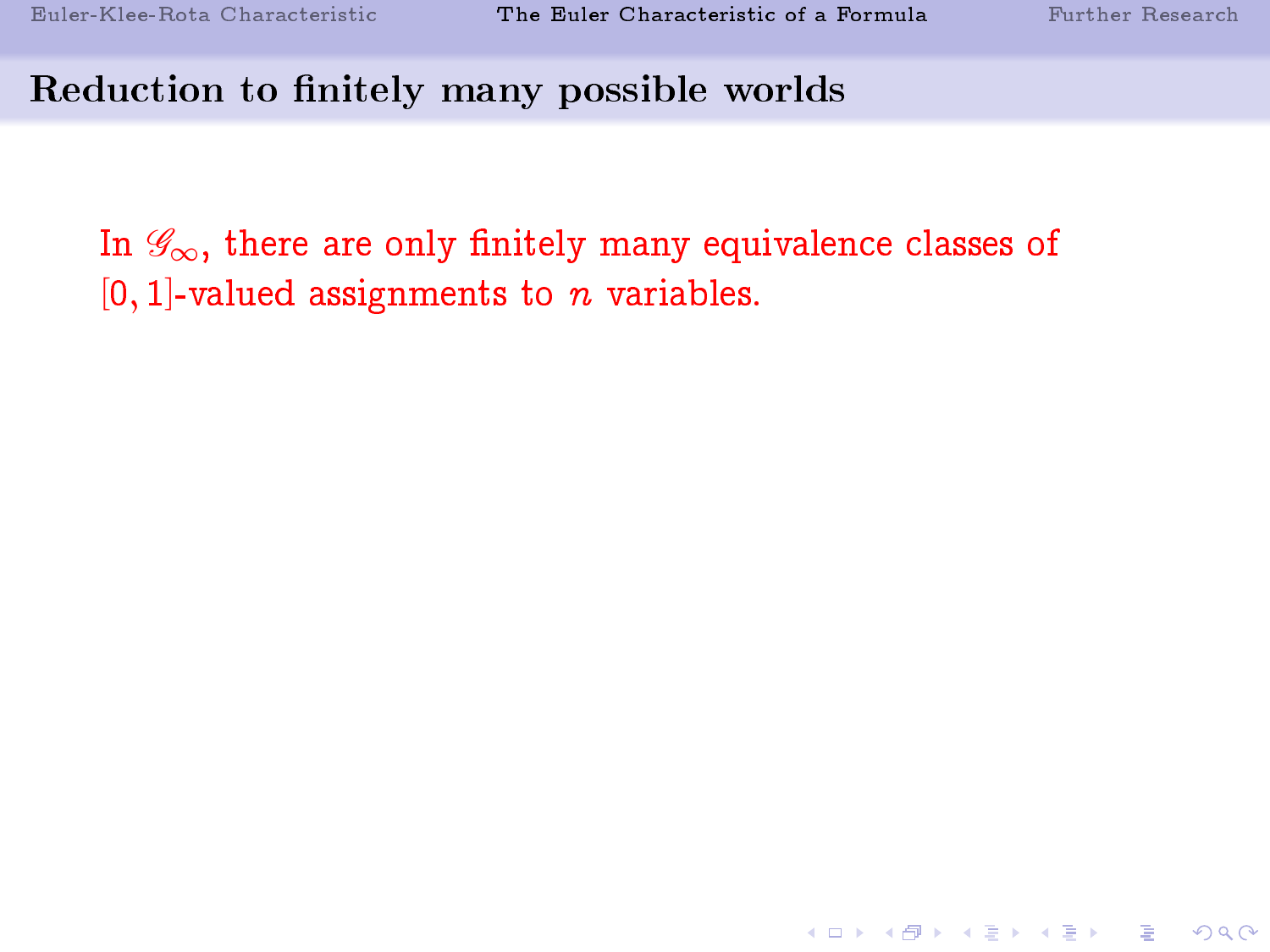## Reduction to finitely many possible worlds

In $\mathscr{G}_\infty$, there are only finitely many equivalence classes of $[0,1]$-valued assignments to $n$ variables.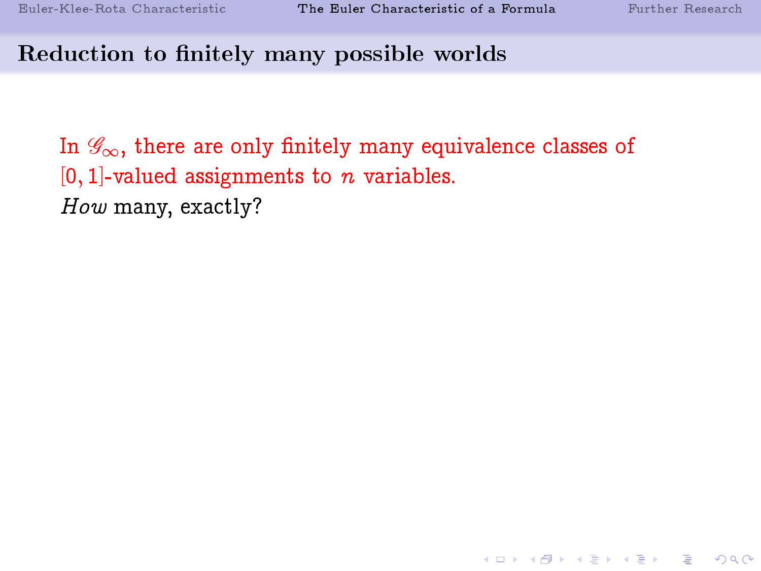## Reduction to finitely many possible worlds

In $\mathscr{G}_\infty$, there are only finitely many equivalence classes of $[0, 1]$-valued assignments to $n$ variables.
*How* many, exactly?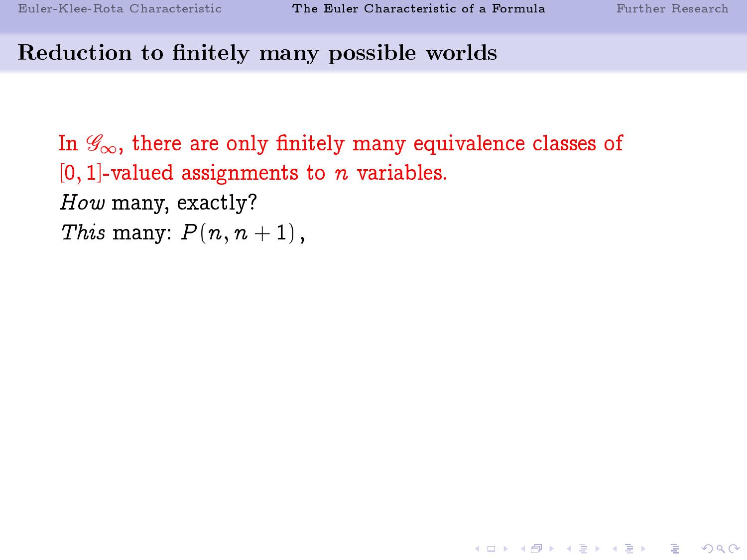## Reduction to finitely many possible worlds

In $\mathscr{G}_\infty$, there are only finitely many equivalence classes of $[0,1]$-valued assignments to $n$ variables.

*How* many, exactly?

*This* many: $P(n, n+1)$ ,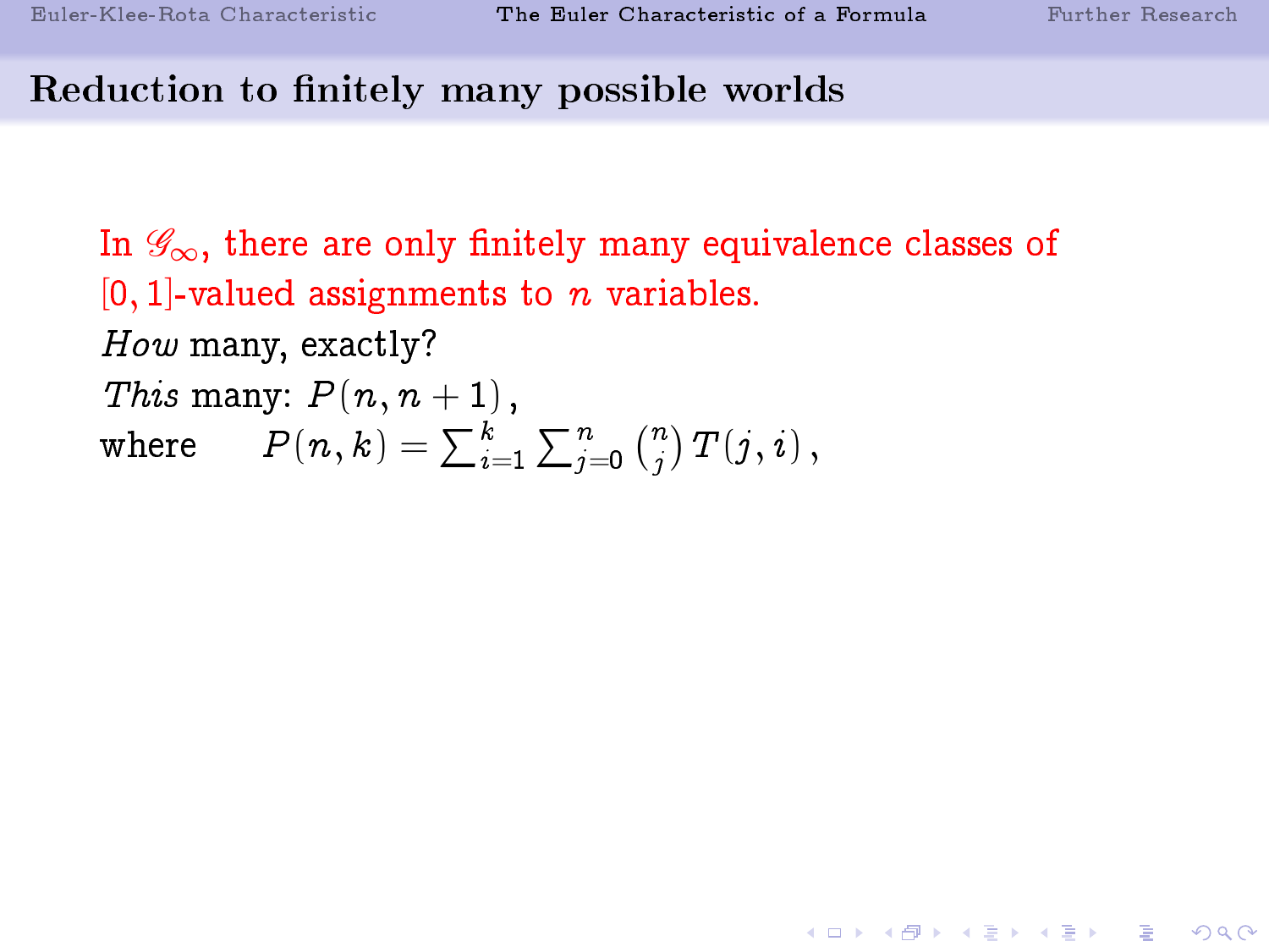## Reduction to finitely many possible worlds

In $\mathscr{G}_\infty$, there are only finitely many equivalence classes of $[0,1]$-valued assignments to $n$ variables.

*How* many, exactly?

*This* many: $P(n, n+1)$,

where $\quad P(n,k) = \sum_{i=1}^{k} \sum_{j=0}^{n} \binom{n}{j} T(j,i)$,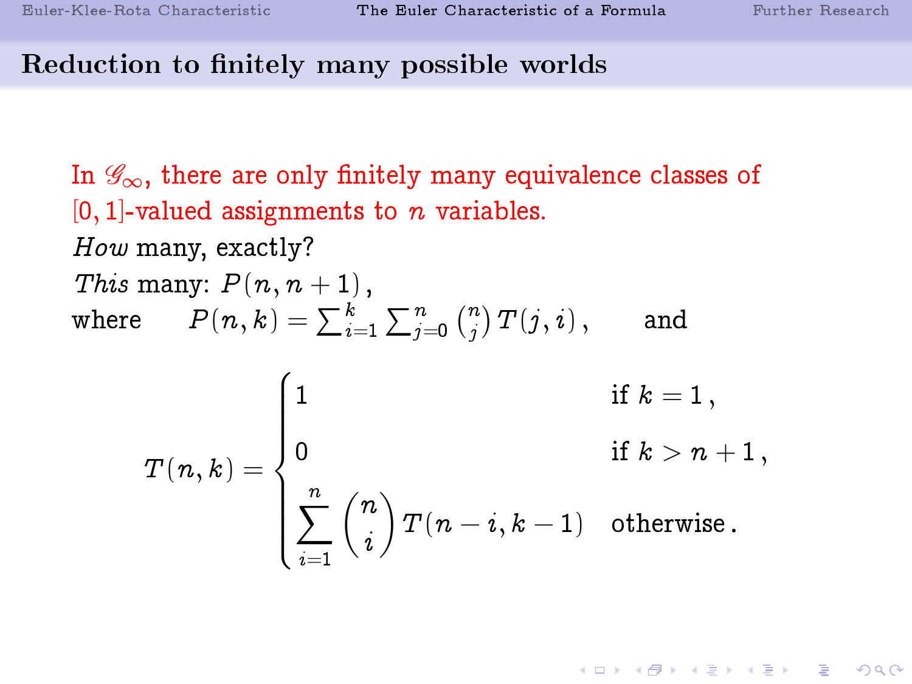## Reduction to finitely many possible worlds

In $\mathscr{G}_\infty$, there are only finitely many equivalence classes of $[0,1]$-valued assignments to $n$ variables.

*How* many, exactly?

*This* many: $P(n, n+1)$,

where $\quad P(n,k) = \sum_{i=1}^{k} \sum_{j=0}^{n} \binom{n}{j} T(j,i)\,, \qquad$ and

$$T(n,k) = \begin{cases} 1 & \text{if } k = 1\,, \\ 0 & \text{if } k > n+1\,, \\ \displaystyle\sum_{i=1}^{n} \binom{n}{i} T(n-i, k-1) & \text{otherwise}\,. \end{cases}$$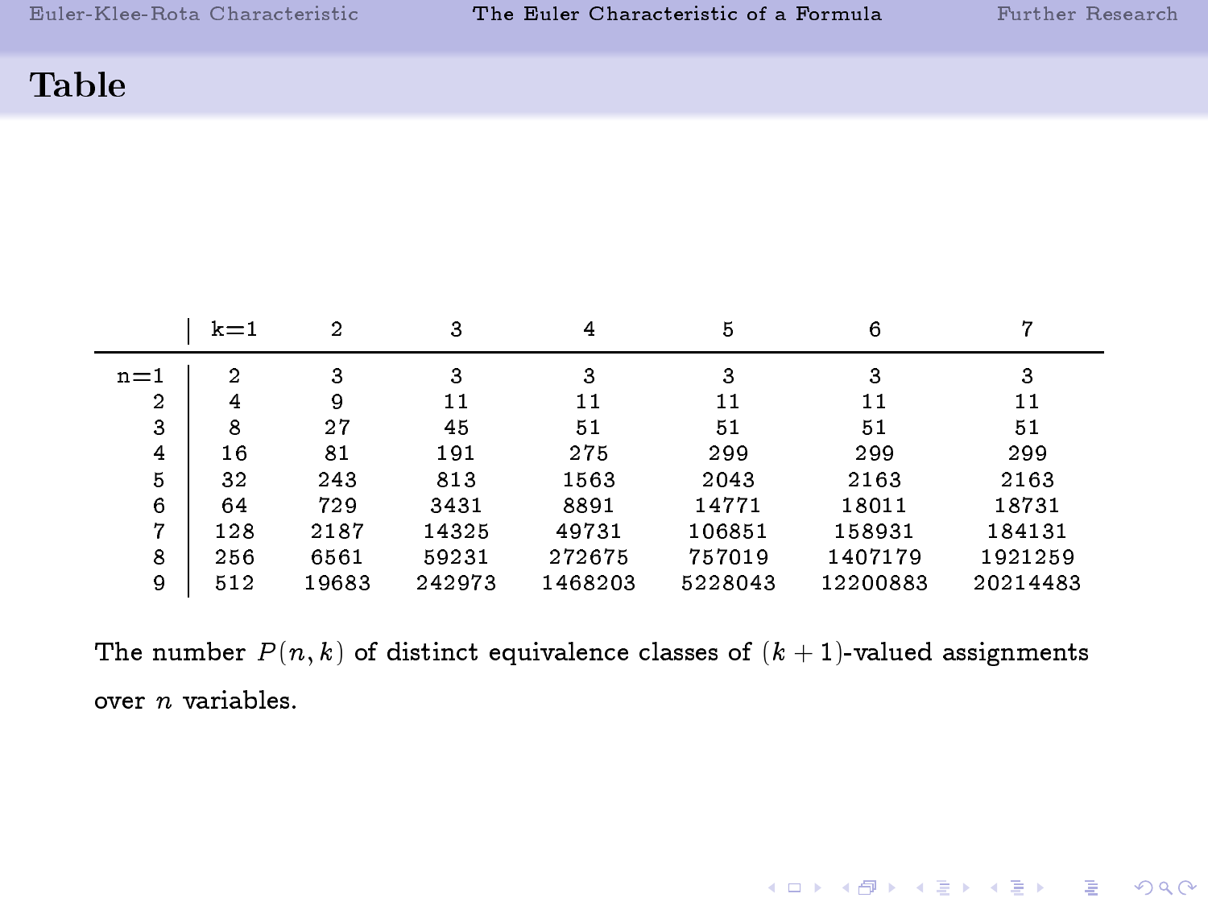## Table

| | k=1 | 2 | 3 | 4 | 5 | 6 | 7 |
|---|---|---|---|---|---|---|---|
| n=1 | 2 | 3 | 3 | 3 | 3 | 3 | 3 |
| 2 | 4 | 9 | 11 | 11 | 11 | 11 | 11 |
| 3 | 8 | 27 | 45 | 51 | 51 | 51 | 51 |
| 4 | 16 | 81 | 191 | 275 | 299 | 299 | 299 |
| 5 | 32 | 243 | 813 | 1563 | 2043 | 2163 | 2163 |
| 6 | 64 | 729 | 3431 | 8891 | 14771 | 18011 | 18731 |
| 7 | 128 | 2187 | 14325 | 49731 | 106851 | 158931 | 184131 |
| 8 | 256 | 6561 | 59231 | 272675 | 757019 | 1407179 | 1921259 |
| 9 | 512 | 19683 | 242973 | 1468203 | 5228043 | 12200883 | 20214483 |

The number $P(n, k)$ of distinct equivalence classes of $(k+1)$-valued assignments over $n$ variables.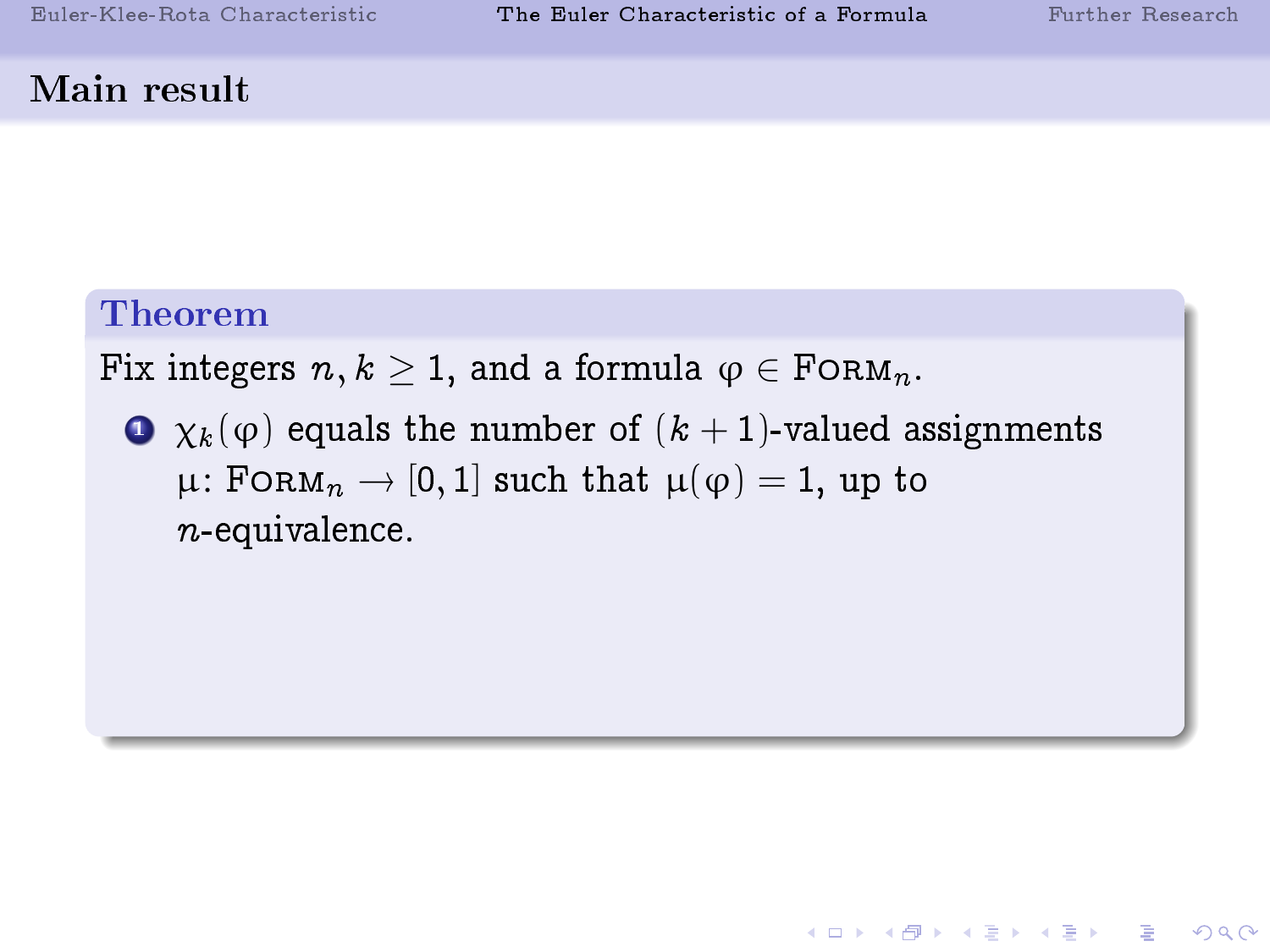## Main result

**Theorem**

Fix integers $n, k \geq 1$, and a formula $\varphi \in \textsc{Form}_n$.

1. $\chi_k(\varphi)$ equals the number of $(k+1)$-valued assignments $\mu \colon \textsc{Form}_n \to [0,1]$ such that $\mu(\varphi) = 1$, up to $n$-equivalence.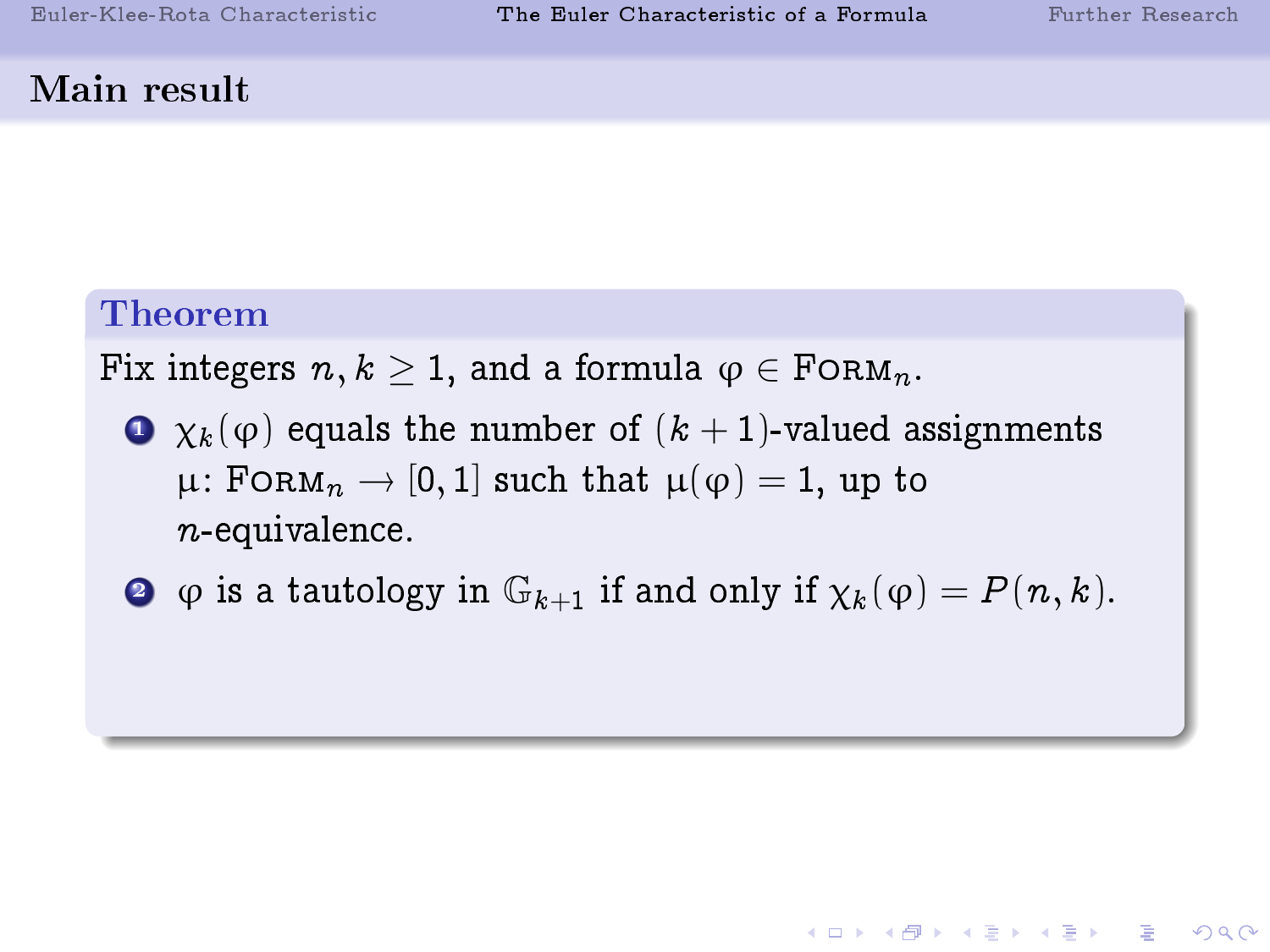## Main result

**Theorem**

Fix integers $n, k \geq 1$, and a formula $\varphi \in \textsc{Form}_n$.

1. $\chi_k(\varphi)$ equals the number of $(k+1)$-valued assignments $\mu\colon \textsc{Form}_n \to [0,1]$ such that $\mu(\varphi) = 1$, up to $n$-equivalence.
2. $\varphi$ is a tautology in $\mathbb{G}_{k+1}$ if and only if $\chi_k(\varphi) = P(n,k)$.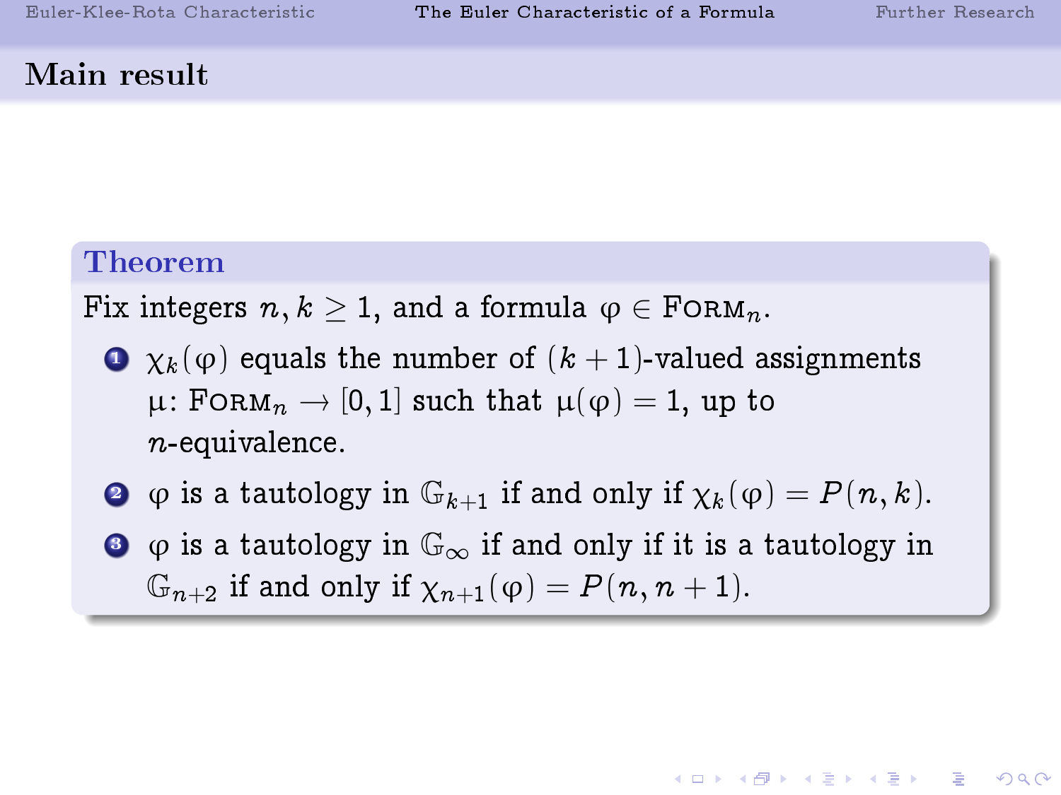## Main result

**Theorem**

Fix integers $n, k \geq 1$, and a formula $\varphi \in \textsc{Form}_n$.

1. $\chi_k(\varphi)$ equals the number of $(k+1)$-valued assignments $\mu\colon \textsc{Form}_n \to [0,1]$ such that $\mu(\varphi) = 1$, up to $n$-equivalence.
2. $\varphi$ is a tautology in $\mathbb{G}_{k+1}$ if and only if $\chi_k(\varphi) = P(n,k)$.
3. $\varphi$ is a tautology in $\mathbb{G}_\infty$ if and only if it is a tautology in $\mathbb{G}_{n+2}$ if and only if $\chi_{n+1}(\varphi) = P(n, n+1)$.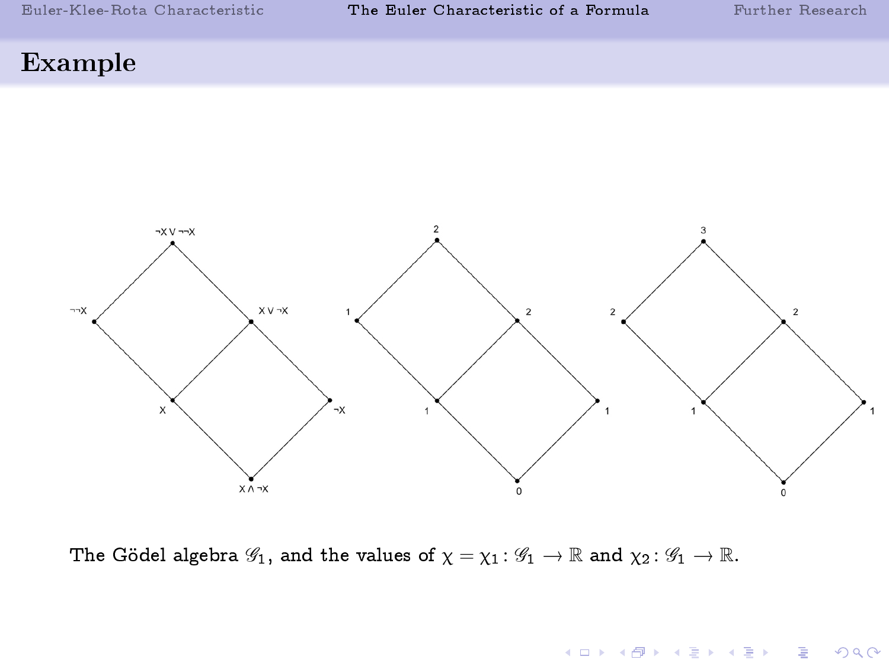## Example

The Gödel algebra $\mathscr{G}_1$, and the values of $\chi = \chi_1 : \mathscr{G}_1 \longrightarrow \mathbb{R}$ and $\chi_2 : \mathscr{G}_1 \longrightarrow \mathbb{R}$.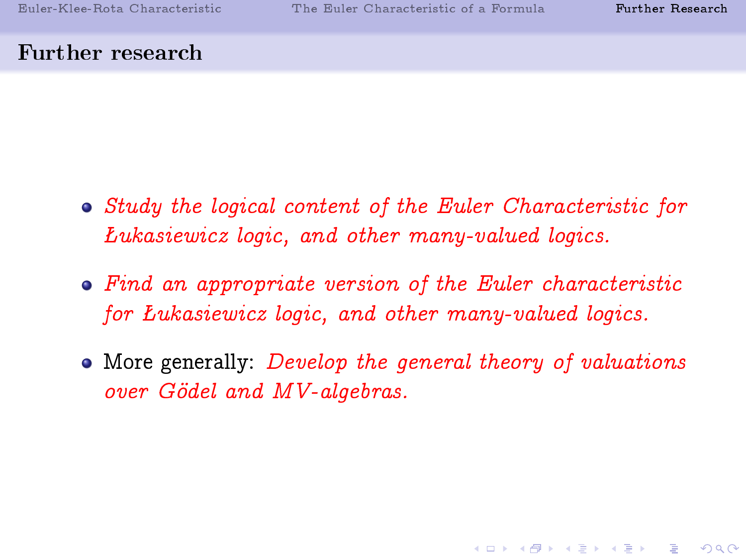## Further research

- *Study the logical content of the Euler Characteristic for Łukasiewicz logic, and other many-valued logics.*
- *Find an appropriate version of the Euler characteristic for Łukasiewicz logic, and other many-valued logics.*
- More generally: *Develop the general theory of valuations over Gödel and MV-algebras.*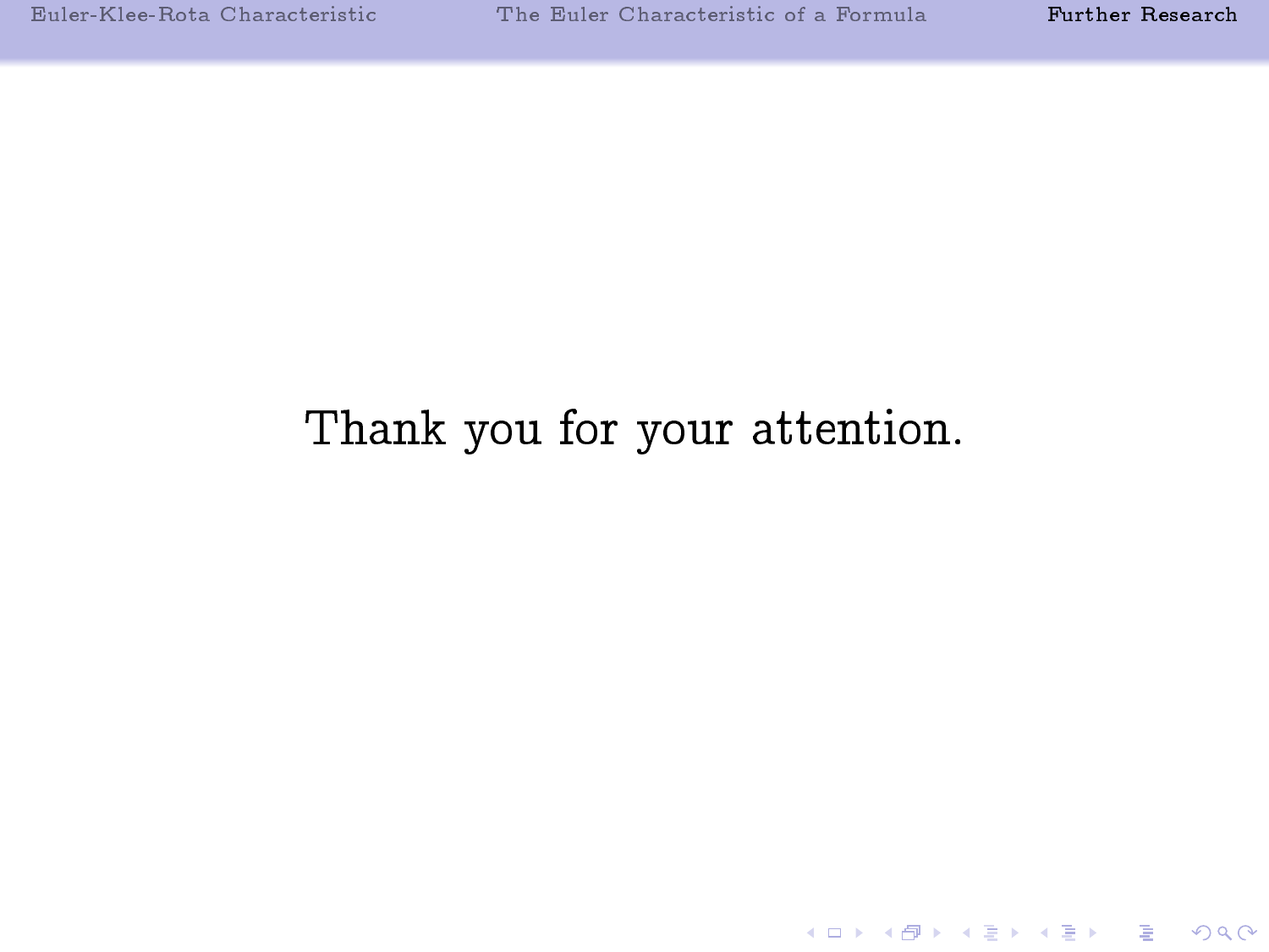Thank you for your attention.